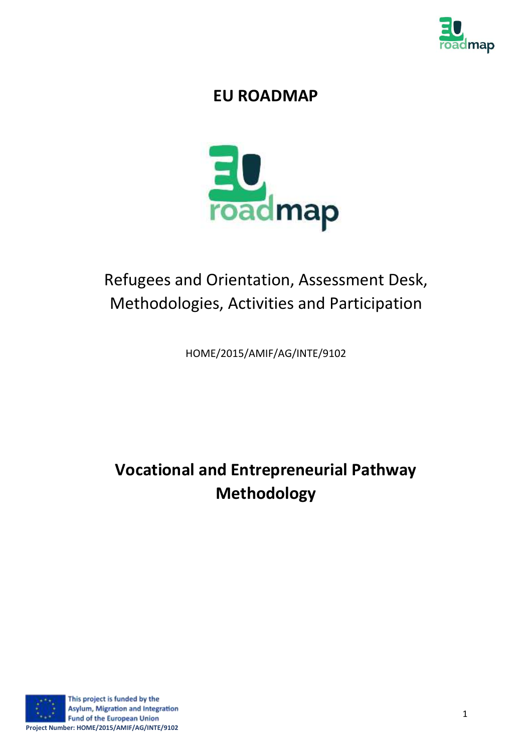# EU ROADMAP

Refugees and Orientation, Assessment Desk, Methodologies, Activities and Participation

HOME/2015/AMIF/AG/INTE/9102

## Vocational and Entrepreneurial Pathway Methodology

This project is funded by the Asylum, Migration and Integration Fund of the European Union

Project Number: HOME/2015/AMIF/AG/INTE/9102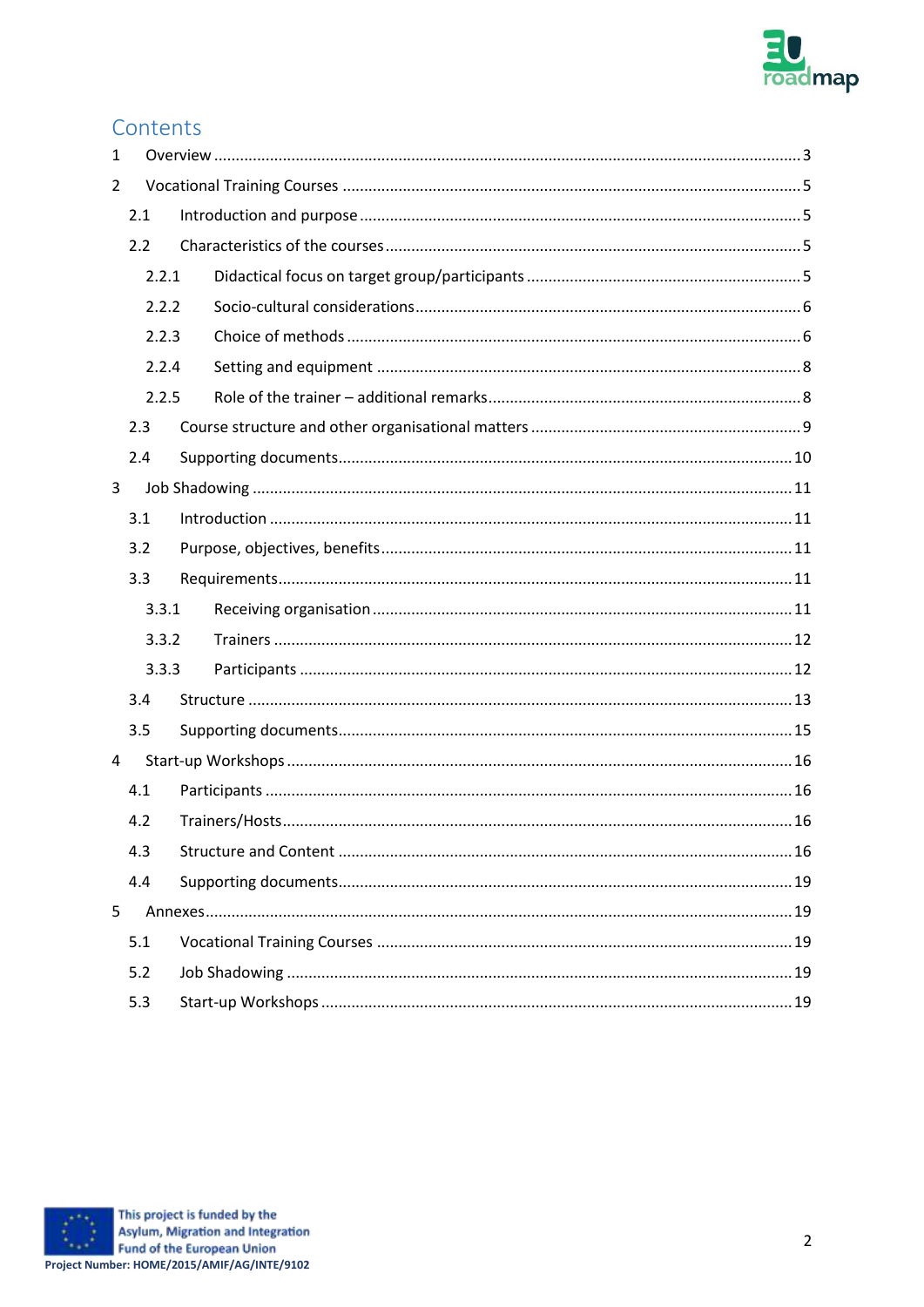## Contents

1 Overview ........................................................................................................................................ 3

2 Vocational Training Courses .......................................................................................................... 5

 2.1 Introduction and purpose ...................................................................................................... 5

 2.2 Characteristics of the courses ................................................................................................ 5

  2.2.1 Didactical focus on target group/participants ................................................................ 5

  2.2.2 Socio-cultural considerations ......................................................................................... 6

  2.2.3 Choice of methods ......................................................................................................... 6

  2.2.4 Setting and equipment .................................................................................................. 8

  2.2.5 Role of the trainer – additional remarks......................................................................... 8

 2.3 Course structure and other organisational matters ............................................................... 9

 2.4 Supporting documents......................................................................................................... 10

3 Job Shadowing ............................................................................................................................. 11

 3.1 Introduction ........................................................................................................................ 11

 3.2 Purpose, objectives, benefits ............................................................................................... 11

 3.3 Requirements....................................................................................................................... 11

  3.3.1 Receiving organisation ................................................................................................. 11

  3.3.2 Trainers ........................................................................................................................ 12

  3.3.3 Participants .................................................................................................................. 12

 3.4 Structure ............................................................................................................................. 13

 3.5 Supporting documents......................................................................................................... 15

4 Start-up Workshops ..................................................................................................................... 16

 4.1 Participants ......................................................................................................................... 16

 4.2 Trainers/Hosts...................................................................................................................... 16

 4.3 Structure and Content ......................................................................................................... 16

 4.4 Supporting documents......................................................................................................... 19

5 Annexes........................................................................................................................................ 19

 5.1 Vocational Training Courses ................................................................................................ 19

 5.2 Job Shadowing ..................................................................................................................... 19

 5.3 Start-up Workshops ............................................................................................................. 19

This project is funded by the Asylum, Migration and Integration Fund of the European Union
Project Number: HOME/2015/AMIF/AG/INTE/9102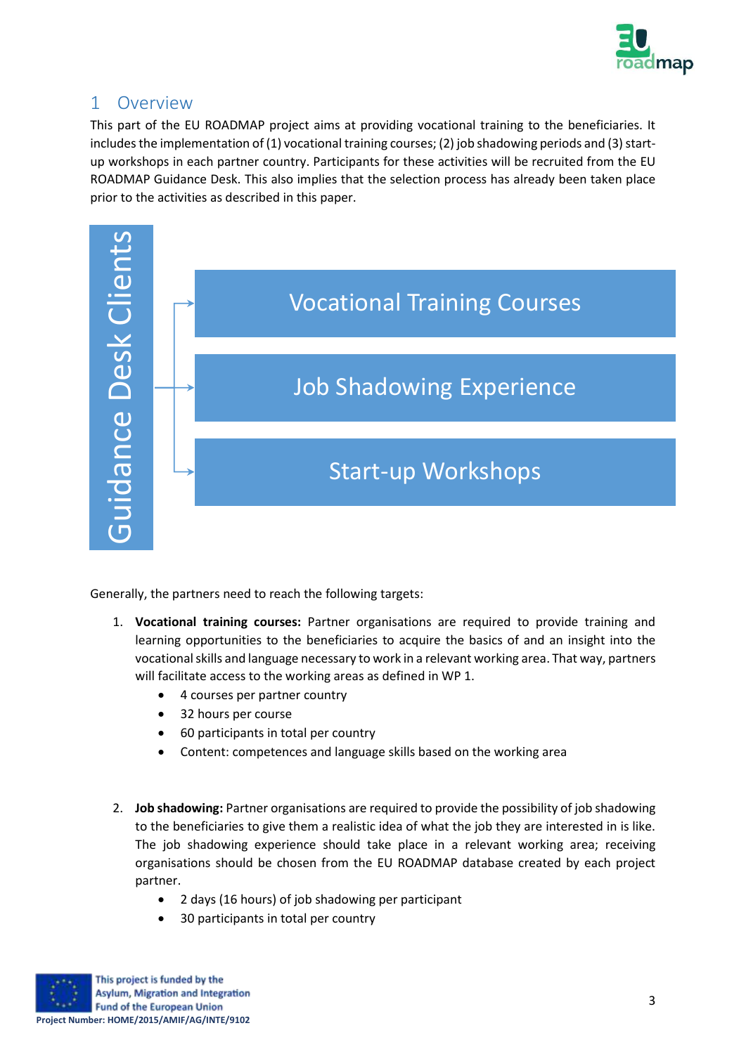# 1 Overview

This part of the EU ROADMAP project aims at providing vocational training to the beneficiaries. It includes the implementation of (1) vocational training courses; (2) job shadowing periods and (3) start-up workshops in each partner country. Participants for these activities will be recruited from the EU ROADMAP Guidance Desk. This also implies that the selection process has already been taken place prior to the activities as described in this paper.

Guidance Desk Clients

- Vocational Training Courses
- Job Shadowing Experience
- Start-up Workshops

Generally, the partners need to reach the following targets:

1. **Vocational training courses:** Partner organisations are required to provide training and learning opportunities to the beneficiaries to acquire the basics of and an insight into the vocational skills and language necessary to work in a relevant working area. That way, partners will facilitate access to the working areas as defined in WP 1.
    - 4 courses per partner country
    - 32 hours per course
    - 60 participants in total per country
    - Content: competences and language skills based on the working area

2. **Job shadowing:** Partner organisations are required to provide the possibility of job shadowing to the beneficiaries to give them a realistic idea of what the job they are interested in is like. The job shadowing experience should take place in a relevant working area; receiving organisations should be chosen from the EU ROADMAP database created by each project partner.
    - 2 days (16 hours) of job shadowing per participant
    - 30 participants in total per country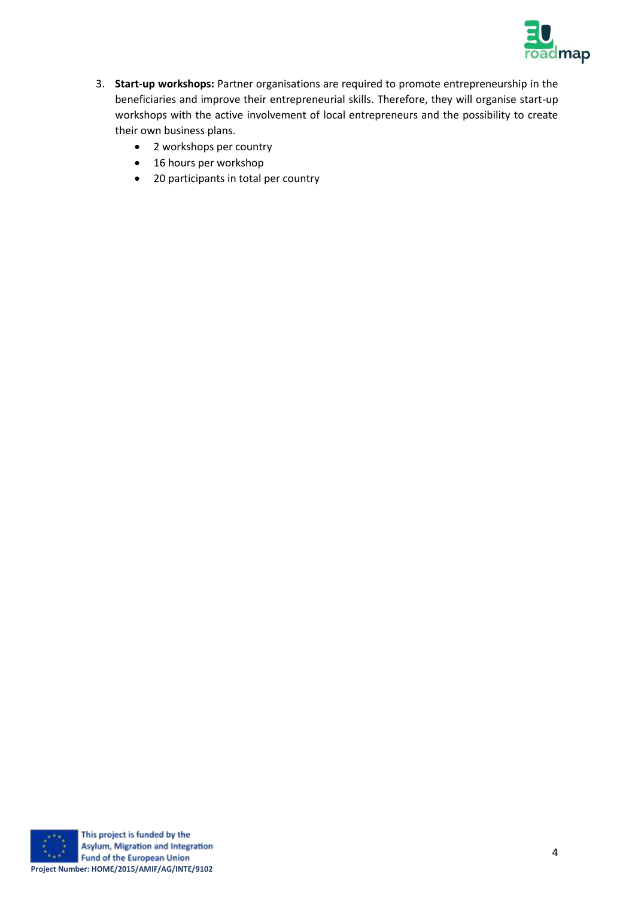3. **Start-up workshops:** Partner organisations are required to promote entrepreneurship in the beneficiaries and improve their entrepreneurial skills. Therefore, they will organise start-up workshops with the active involvement of local entrepreneurs and the possibility to create their own business plans.
    - 2 workshops per country
    - 16 hours per workshop
    - 20 participants in total per country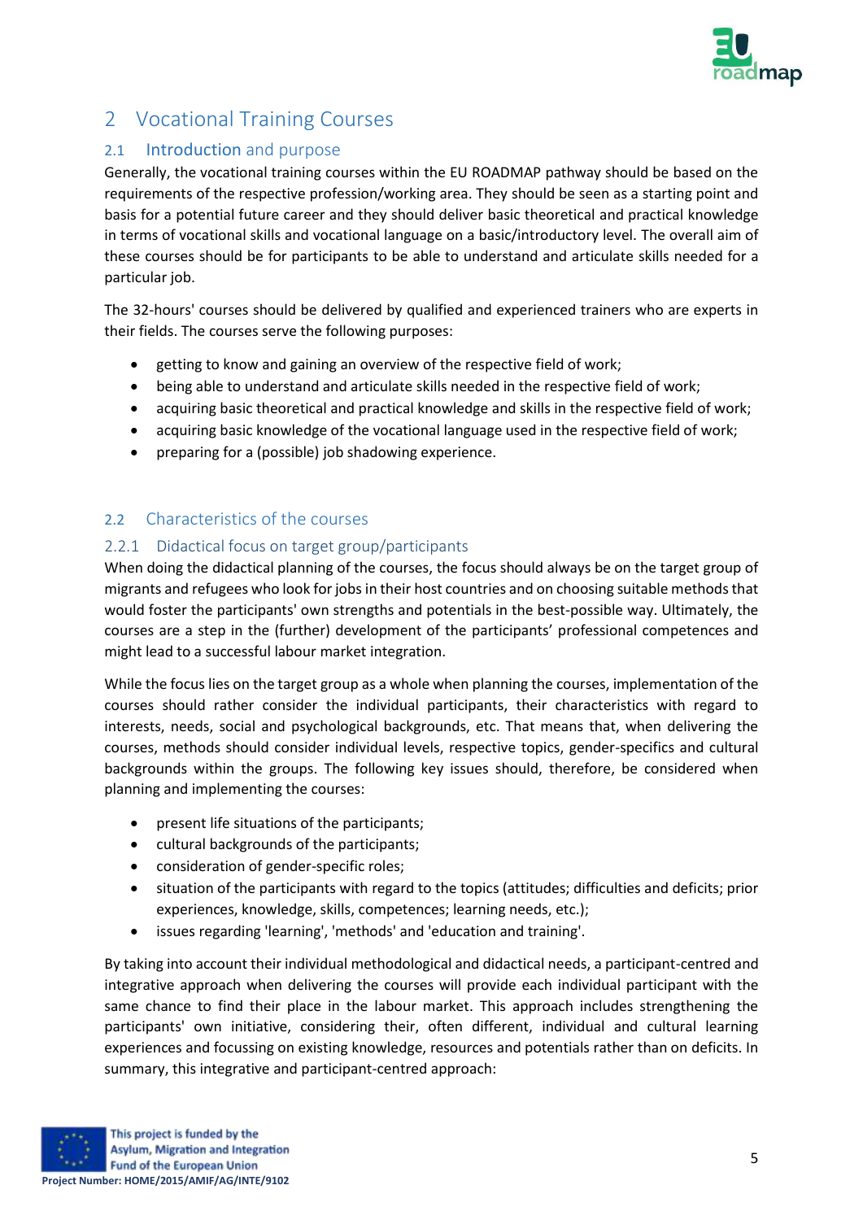# 2 Vocational Training Courses

## 2.1 Introduction and purpose

Generally, the vocational training courses within the EU ROADMAP pathway should be based on the requirements of the respective profession/working area. They should be seen as a starting point and basis for a potential future career and they should deliver basic theoretical and practical knowledge in terms of vocational skills and vocational language on a basic/introductory level. The overall aim of these courses should be for participants to be able to understand and articulate skills needed for a particular job.

The 32-hours' courses should be delivered by qualified and experienced trainers who are experts in their fields. The courses serve the following purposes:

- getting to know and gaining an overview of the respective field of work;
- being able to understand and articulate skills needed in the respective field of work;
- acquiring basic theoretical and practical knowledge and skills in the respective field of work;
- acquiring basic knowledge of the vocational language used in the respective field of work;
- preparing for a (possible) job shadowing experience.

## 2.2 Characteristics of the courses

### 2.2.1 Didactical focus on target group/participants

When doing the didactical planning of the courses, the focus should always be on the target group of migrants and refugees who look for jobs in their host countries and on choosing suitable methods that would foster the participants' own strengths and potentials in the best-possible way. Ultimately, the courses are a step in the (further) development of the participants' professional competences and might lead to a successful labour market integration.

While the focus lies on the target group as a whole when planning the courses, implementation of the courses should rather consider the individual participants, their characteristics with regard to interests, needs, social and psychological backgrounds, etc. That means that, when delivering the courses, methods should consider individual levels, respective topics, gender-specifics and cultural backgrounds within the groups. The following key issues should, therefore, be considered when planning and implementing the courses:

- present life situations of the participants;
- cultural backgrounds of the participants;
- consideration of gender-specific roles;
- situation of the participants with regard to the topics (attitudes; difficulties and deficits; prior experiences, knowledge, skills, competences; learning needs, etc.);
- issues regarding 'learning', 'methods' and 'education and training'.

By taking into account their individual methodological and didactical needs, a participant-centred and integrative approach when delivering the courses will provide each individual participant with the same chance to find their place in the labour market. This approach includes strengthening the participants' own initiative, considering their, often different, individual and cultural learning experiences and focussing on existing knowledge, resources and potentials rather than on deficits. In summary, this integrative and participant-centred approach: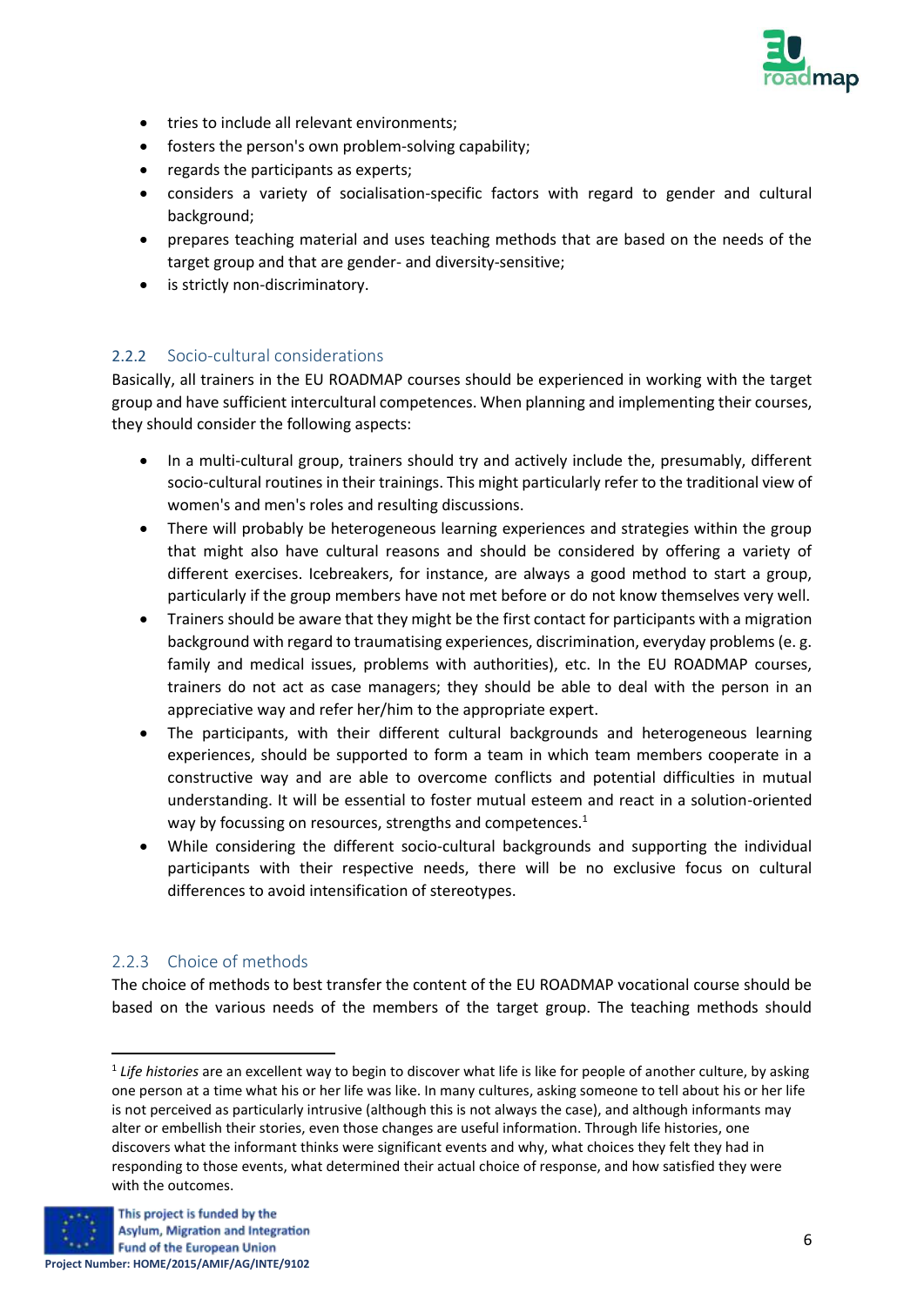- tries to include all relevant environments;
- fosters the person's own problem-solving capability;
- regards the participants as experts;
- considers a variety of socialisation-specific factors with regard to gender and cultural background;
- prepares teaching material and uses teaching methods that are based on the needs of the target group and that are gender- and diversity-sensitive;
- is strictly non-discriminatory.

### 2.2.2 Socio-cultural considerations

Basically, all trainers in the EU ROADMAP courses should be experienced in working with the target group and have sufficient intercultural competences. When planning and implementing their courses, they should consider the following aspects:

- In a multi-cultural group, trainers should try and actively include the, presumably, different socio-cultural routines in their trainings. This might particularly refer to the traditional view of women's and men's roles and resulting discussions.
- There will probably be heterogeneous learning experiences and strategies within the group that might also have cultural reasons and should be considered by offering a variety of different exercises. Icebreakers, for instance, are always a good method to start a group, particularly if the group members have not met before or do not know themselves very well.
- Trainers should be aware that they might be the first contact for participants with a migration background with regard to traumatising experiences, discrimination, everyday problems (e. g. family and medical issues, problems with authorities), etc. In the EU ROADMAP courses, trainers do not act as case managers; they should be able to deal with the person in an appreciative way and refer her/him to the appropriate expert.
- The participants, with their different cultural backgrounds and heterogeneous learning experiences, should be supported to form a team in which team members cooperate in a constructive way and are able to overcome conflicts and potential difficulties in mutual understanding. It will be essential to foster mutual esteem and react in a solution-oriented way by focussing on resources, strengths and competences.[1]
- While considering the different socio-cultural backgrounds and supporting the individual participants with their respective needs, there will be no exclusive focus on cultural differences to avoid intensification of stereotypes.

### 2.2.3 Choice of methods

The choice of methods to best transfer the content of the EU ROADMAP vocational course should be based on the various needs of the members of the target group. The teaching methods should

[1] *Life histories* are an excellent way to begin to discover what life is like for people of another culture, by asking one person at a time what his or her life was like. In many cultures, asking someone to tell about his or her life is not perceived as particularly intrusive (although this is not always the case), and although informants may alter or embellish their stories, even those changes are useful information. Through life histories, one discovers what the informant thinks were significant events and why, what choices they felt they had in responding to those events, what determined their actual choice of response, and how satisfied they were with the outcomes.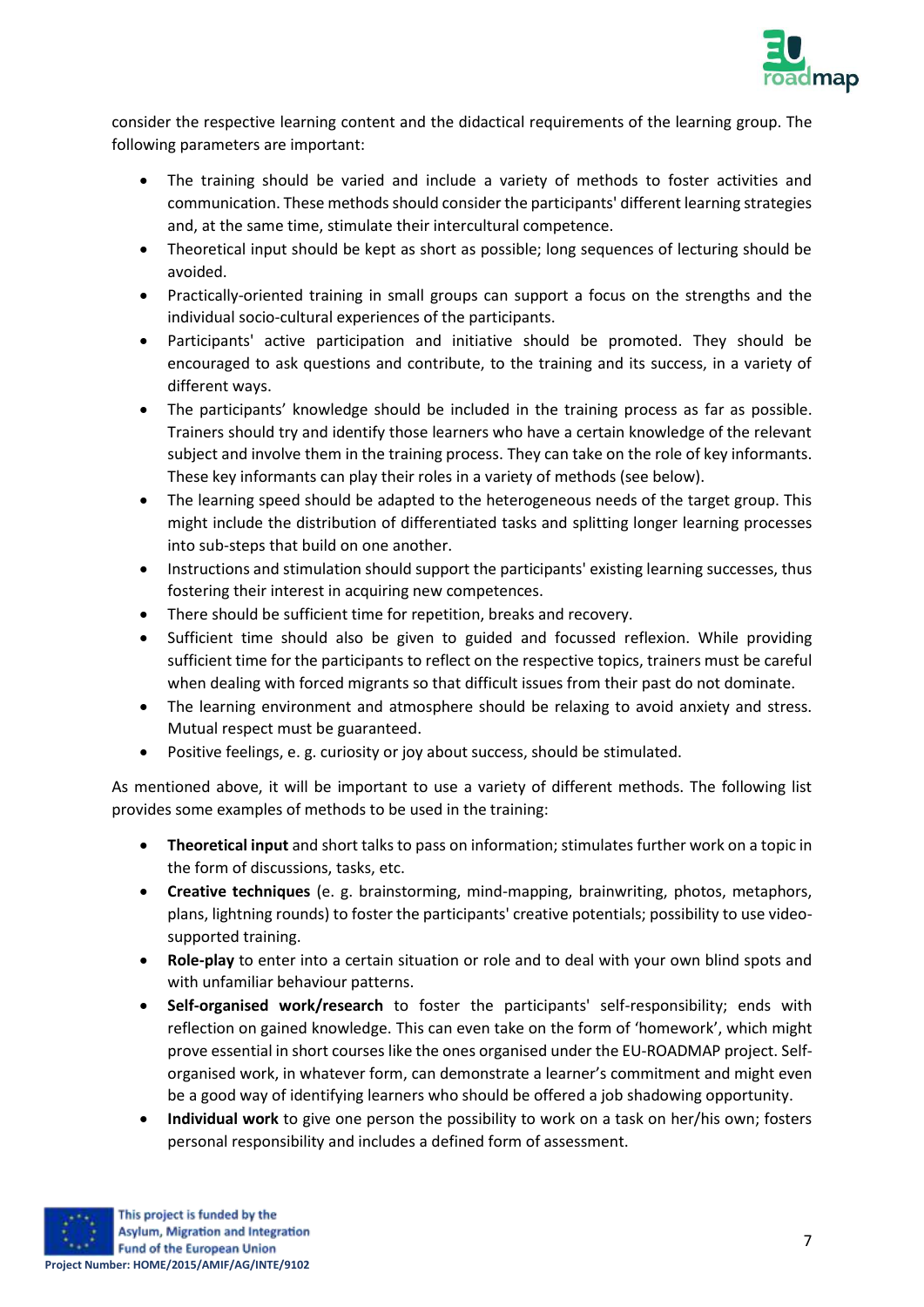consider the respective learning content and the didactical requirements of the learning group. The following parameters are important:

- The training should be varied and include a variety of methods to foster activities and communication. These methods should consider the participants' different learning strategies and, at the same time, stimulate their intercultural competence.
- Theoretical input should be kept as short as possible; long sequences of lecturing should be avoided.
- Practically-oriented training in small groups can support a focus on the strengths and the individual socio-cultural experiences of the participants.
- Participants' active participation and initiative should be promoted. They should be encouraged to ask questions and contribute, to the training and its success, in a variety of different ways.
- The participants' knowledge should be included in the training process as far as possible. Trainers should try and identify those learners who have a certain knowledge of the relevant subject and involve them in the training process. They can take on the role of key informants. These key informants can play their roles in a variety of methods (see below).
- The learning speed should be adapted to the heterogeneous needs of the target group. This might include the distribution of differentiated tasks and splitting longer learning processes into sub-steps that build on one another.
- Instructions and stimulation should support the participants' existing learning successes, thus fostering their interest in acquiring new competences.
- There should be sufficient time for repetition, breaks and recovery.
- Sufficient time should also be given to guided and focussed reflexion. While providing sufficient time for the participants to reflect on the respective topics, trainers must be careful when dealing with forced migrants so that difficult issues from their past do not dominate.
- The learning environment and atmosphere should be relaxing to avoid anxiety and stress. Mutual respect must be guaranteed.
- Positive feelings, e. g. curiosity or joy about success, should be stimulated.

As mentioned above, it will be important to use a variety of different methods. The following list provides some examples of methods to be used in the training:

- **Theoretical input** and short talks to pass on information; stimulates further work on a topic in the form of discussions, tasks, etc.
- **Creative techniques** (e. g. brainstorming, mind-mapping, brainwriting, photos, metaphors, plans, lightning rounds) to foster the participants' creative potentials; possibility to use video-supported training.
- **Role-play** to enter into a certain situation or role and to deal with your own blind spots and with unfamiliar behaviour patterns.
- **Self-organised work/research** to foster the participants' self-responsibility; ends with reflection on gained knowledge. This can even take on the form of 'homework', which might prove essential in short courses like the ones organised under the EU-ROADMAP project. Self-organised work, in whatever form, can demonstrate a learner's commitment and might even be a good way of identifying learners who should be offered a job shadowing opportunity.
- **Individual work** to give one person the possibility to work on a task on her/his own; fosters personal responsibility and includes a defined form of assessment.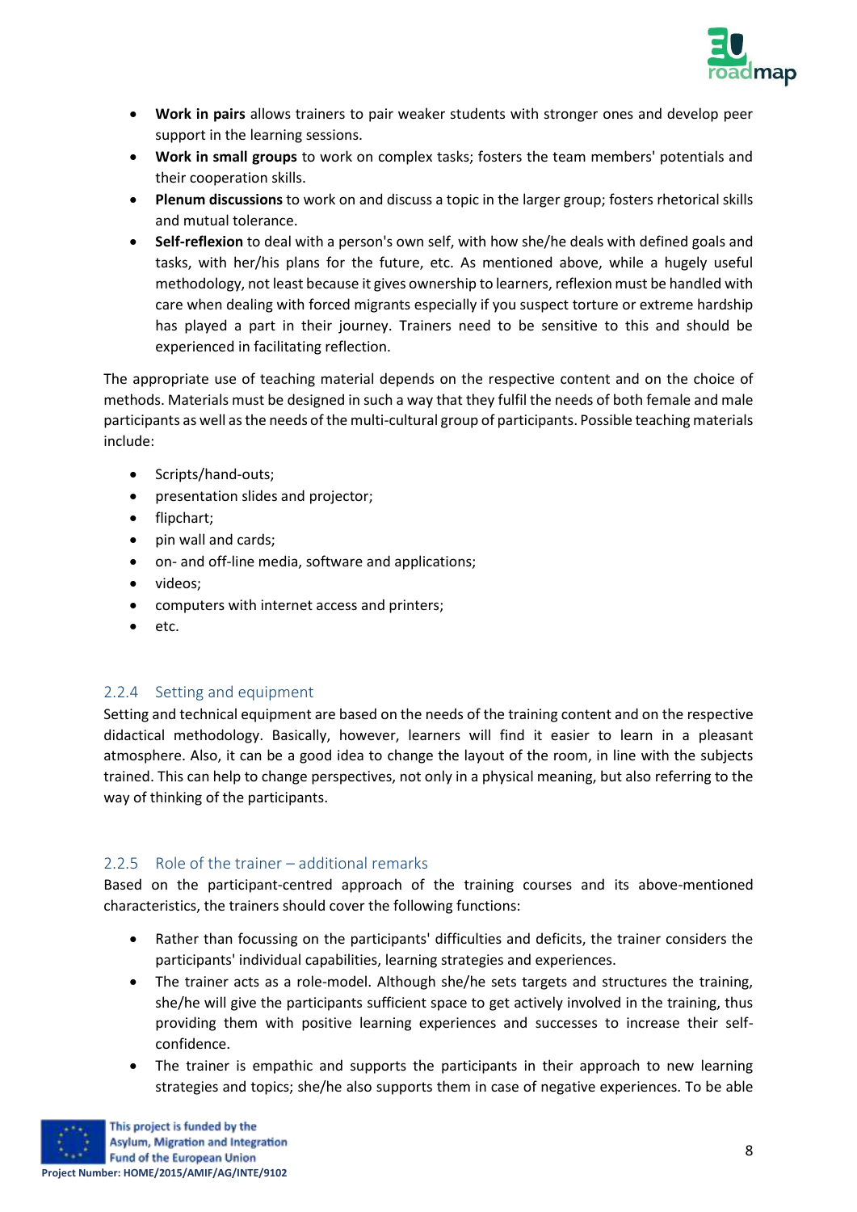- **Work in pairs** allows trainers to pair weaker students with stronger ones and develop peer support in the learning sessions.
- **Work in small groups** to work on complex tasks; fosters the team members' potentials and their cooperation skills.
- **Plenum discussions** to work on and discuss a topic in the larger group; fosters rhetorical skills and mutual tolerance.
- **Self-reflexion** to deal with a person's own self, with how she/he deals with defined goals and tasks, with her/his plans for the future, etc. As mentioned above, while a hugely useful methodology, not least because it gives ownership to learners, reflexion must be handled with care when dealing with forced migrants especially if you suspect torture or extreme hardship has played a part in their journey. Trainers need to be sensitive to this and should be experienced in facilitating reflection.

The appropriate use of teaching material depends on the respective content and on the choice of methods. Materials must be designed in such a way that they fulfil the needs of both female and male participants as well as the needs of the multi-cultural group of participants. Possible teaching materials include:

- Scripts/hand-outs;
- presentation slides and projector;
- flipchart;
- pin wall and cards;
- on- and off-line media, software and applications;
- videos;
- computers with internet access and printers;
- etc.

### 2.2.4 Setting and equipment

Setting and technical equipment are based on the needs of the training content and on the respective didactical methodology. Basically, however, learners will find it easier to learn in a pleasant atmosphere. Also, it can be a good idea to change the layout of the room, in line with the subjects trained. This can help to change perspectives, not only in a physical meaning, but also referring to the way of thinking of the participants.

### 2.2.5 Role of the trainer – additional remarks

Based on the participant-centred approach of the training courses and its above-mentioned characteristics, the trainers should cover the following functions:

- Rather than focussing on the participants' difficulties and deficits, the trainer considers the participants' individual capabilities, learning strategies and experiences.
- The trainer acts as a role-model. Although she/he sets targets and structures the training, she/he will give the participants sufficient space to get actively involved in the training, thus providing them with positive learning experiences and successes to increase their self-confidence.
- The trainer is empathic and supports the participants in their approach to new learning strategies and topics; she/he also supports them in case of negative experiences. To be able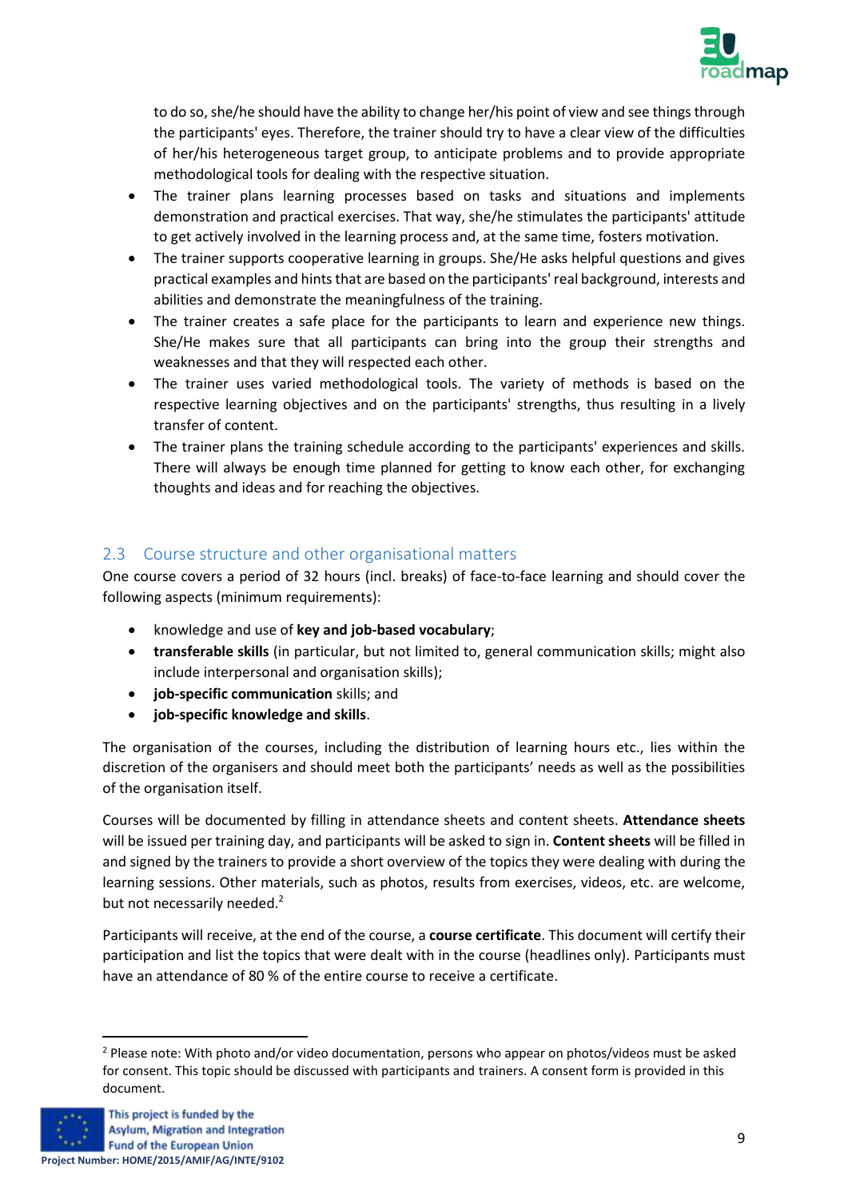to do so, she/he should have the ability to change her/his point of view and see things through the participants' eyes. Therefore, the trainer should try to have a clear view of the difficulties of her/his heterogeneous target group, to anticipate problems and to provide appropriate methodological tools for dealing with the respective situation.

- The trainer plans learning processes based on tasks and situations and implements demonstration and practical exercises. That way, she/he stimulates the participants' attitude to get actively involved in the learning process and, at the same time, fosters motivation.
- The trainer supports cooperative learning in groups. She/He asks helpful questions and gives practical examples and hints that are based on the participants' real background, interests and abilities and demonstrate the meaningfulness of the training.
- The trainer creates a safe place for the participants to learn and experience new things. She/He makes sure that all participants can bring into the group their strengths and weaknesses and that they will respected each other.
- The trainer uses varied methodological tools. The variety of methods is based on the respective learning objectives and on the participants' strengths, thus resulting in a lively transfer of content.
- The trainer plans the training schedule according to the participants' experiences and skills. There will always be enough time planned for getting to know each other, for exchanging thoughts and ideas and for reaching the objectives.

## 2.3 Course structure and other organisational matters

One course covers a period of 32 hours (incl. breaks) of face-to-face learning and should cover the following aspects (minimum requirements):

- knowledge and use of **key and job-based vocabulary**;
- **transferable skills** (in particular, but not limited to, general communication skills; might also include interpersonal and organisation skills);
- **job-specific communication** skills; and
- **job-specific knowledge and skills**.

The organisation of the courses, including the distribution of learning hours etc., lies within the discretion of the organisers and should meet both the participants' needs as well as the possibilities of the organisation itself.

Courses will be documented by filling in attendance sheets and content sheets. **Attendance sheets** will be issued per training day, and participants will be asked to sign in. **Content sheets** will be filled in and signed by the trainers to provide a short overview of the topics they were dealing with during the learning sessions. Other materials, such as photos, results from exercises, videos, etc. are welcome, but not necessarily needed.[2]

Participants will receive, at the end of the course, a **course certificate**. This document will certify their participation and list the topics that were dealt with in the course (headlines only). Participants must have an attendance of 80 % of the entire course to receive a certificate.

[2] Please note: With photo and/or video documentation, persons who appear on photos/videos must be asked for consent. This topic should be discussed with participants and trainers. A consent form is provided in this document.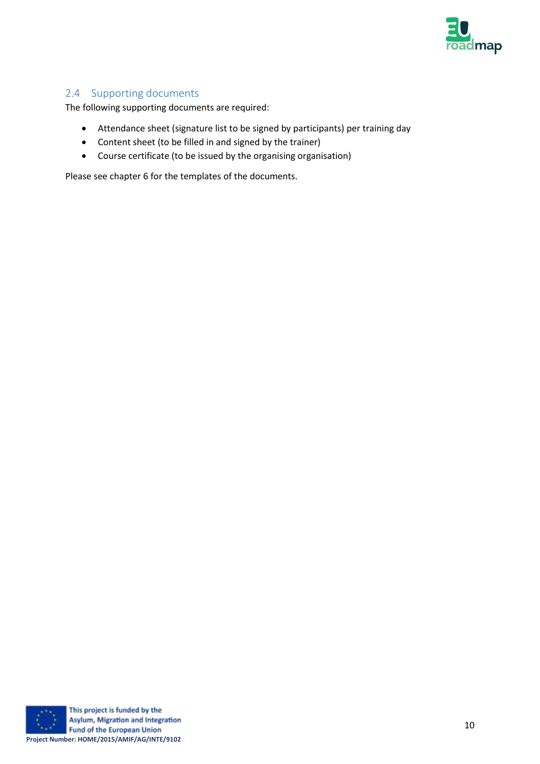## 2.4 Supporting documents

The following supporting documents are required:

- Attendance sheet (signature list to be signed by participants) per training day
- Content sheet (to be filled in and signed by the trainer)
- Course certificate (to be issued by the organising organisation)

Please see chapter 6 for the templates of the documents.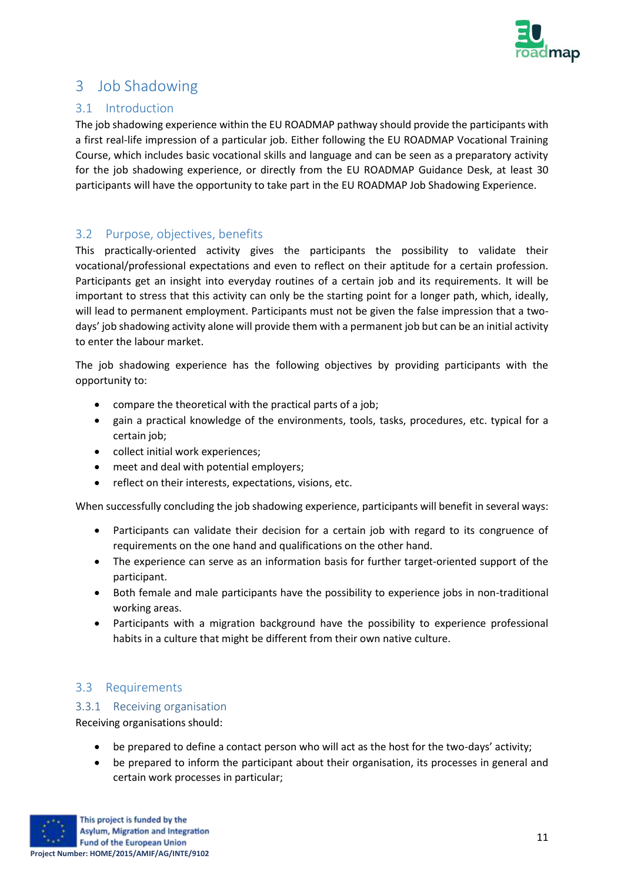# 3 Job Shadowing

## 3.1 Introduction

The job shadowing experience within the EU ROADMAP pathway should provide the participants with a first real-life impression of a particular job. Either following the EU ROADMAP Vocational Training Course, which includes basic vocational skills and language and can be seen as a preparatory activity for the job shadowing experience, or directly from the EU ROADMAP Guidance Desk, at least 30 participants will have the opportunity to take part in the EU ROADMAP Job Shadowing Experience.

## 3.2 Purpose, objectives, benefits

This practically-oriented activity gives the participants the possibility to validate their vocational/professional expectations and even to reflect on their aptitude for a certain profession. Participants get an insight into everyday routines of a certain job and its requirements. It will be important to stress that this activity can only be the starting point for a longer path, which, ideally, will lead to permanent employment. Participants must not be given the false impression that a two-days' job shadowing activity alone will provide them with a permanent job but can be an initial activity to enter the labour market.

The job shadowing experience has the following objectives by providing participants with the opportunity to:

- compare the theoretical with the practical parts of a job;
- gain a practical knowledge of the environments, tools, tasks, procedures, etc. typical for a certain job;
- collect initial work experiences;
- meet and deal with potential employers;
- reflect on their interests, expectations, visions, etc.

When successfully concluding the job shadowing experience, participants will benefit in several ways:

- Participants can validate their decision for a certain job with regard to its congruence of requirements on the one hand and qualifications on the other hand.
- The experience can serve as an information basis for further target-oriented support of the participant.
- Both female and male participants have the possibility to experience jobs in non-traditional working areas.
- Participants with a migration background have the possibility to experience professional habits in a culture that might be different from their own native culture.

## 3.3 Requirements

### 3.3.1 Receiving organisation

Receiving organisations should:

- be prepared to define a contact person who will act as the host for the two-days' activity;
- be prepared to inform the participant about their organisation, its processes in general and certain work processes in particular;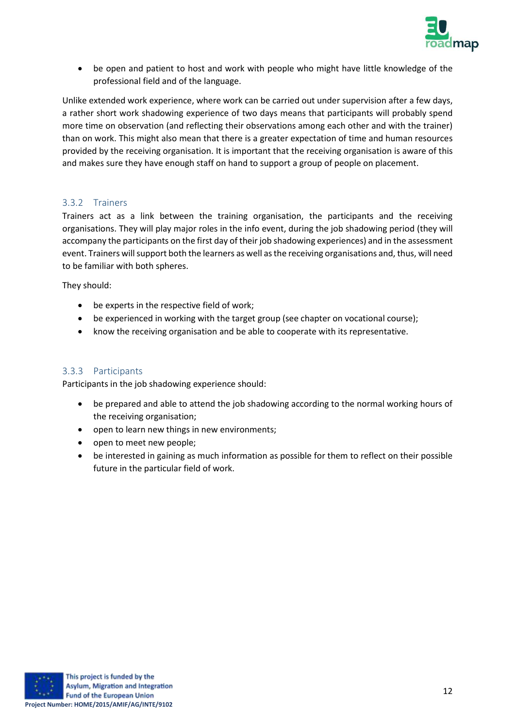- be open and patient to host and work with people who might have little knowledge of the professional field and of the language.

Unlike extended work experience, where work can be carried out under supervision after a few days, a rather short work shadowing experience of two days means that participants will probably spend more time on observation (and reflecting their observations among each other and with the trainer) than on work. This might also mean that there is a greater expectation of time and human resources provided by the receiving organisation. It is important that the receiving organisation is aware of this and makes sure they have enough staff on hand to support a group of people on placement.

### 3.3.2 Trainers

Trainers act as a link between the training organisation, the participants and the receiving organisations. They will play major roles in the info event, during the job shadowing period (they will accompany the participants on the first day of their job shadowing experiences) and in the assessment event. Trainers will support both the learners as well as the receiving organisations and, thus, will need to be familiar with both spheres.

They should:

- be experts in the respective field of work;
- be experienced in working with the target group (see chapter on vocational course);
- know the receiving organisation and be able to cooperate with its representative.

### 3.3.3 Participants

Participants in the job shadowing experience should:

- be prepared and able to attend the job shadowing according to the normal working hours of the receiving organisation;
- open to learn new things in new environments;
- open to meet new people;
- be interested in gaining as much information as possible for them to reflect on their possible future in the particular field of work.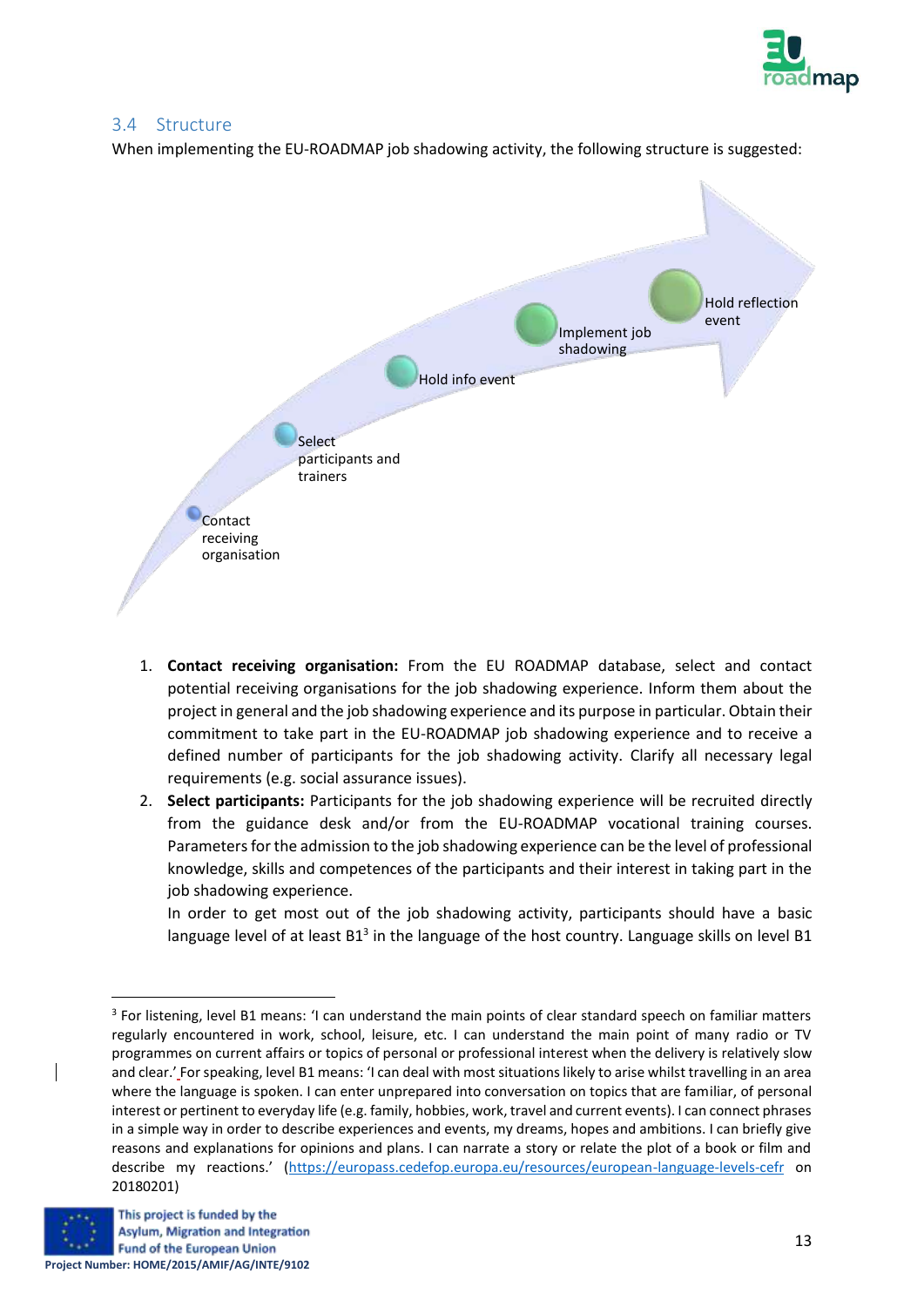## 3.4 Structure

When implementing the EU-ROADMAP job shadowing activity, the following structure is suggested:

Contact receiving organisation

Select participants and trainers

Hold info event

Implement job shadowing

Hold reflection event

1. **Contact receiving organisation:** From the EU ROADMAP database, select and contact potential receiving organisations for the job shadowing experience. Inform them about the project in general and the job shadowing experience and its purpose in particular. Obtain their commitment to take part in the EU-ROADMAP job shadowing experience and to receive a defined number of participants for the job shadowing activity. Clarify all necessary legal requirements (e.g. social assurance issues).
2. **Select participants:** Participants for the job shadowing experience will be recruited directly from the guidance desk and/or from the EU-ROADMAP vocational training courses. Parameters for the admission to the job shadowing experience can be the level of professional knowledge, skills and competences of the participants and their interest in taking part in the job shadowing experience.

   In order to get most out of the job shadowing activity, participants should have a basic language level of at least B1[3] in the language of the host country. Language skills on level B1

[3] For listening, level B1 means: 'I can understand the main points of clear standard speech on familiar matters regularly encountered in work, school, leisure, etc. I can understand the main point of many radio or TV programmes on current affairs or topics of personal or professional interest when the delivery is relatively slow and clear.' For speaking, level B1 means: 'I can deal with most situations likely to arise whilst travelling in an area where the language is spoken. I can enter unprepared into conversation on topics that are familiar, of personal interest or pertinent to everyday life (e.g. family, hobbies, work, travel and current events). I can connect phrases in a simple way in order to describe experiences and events, my dreams, hopes and ambitions. I can briefly give reasons and explanations for opinions and plans. I can narrate a story or relate the plot of a book or film and describe my reactions.' (https://europass.cedefop.europa.eu/resources/european-language-levels-cefr on 20180201)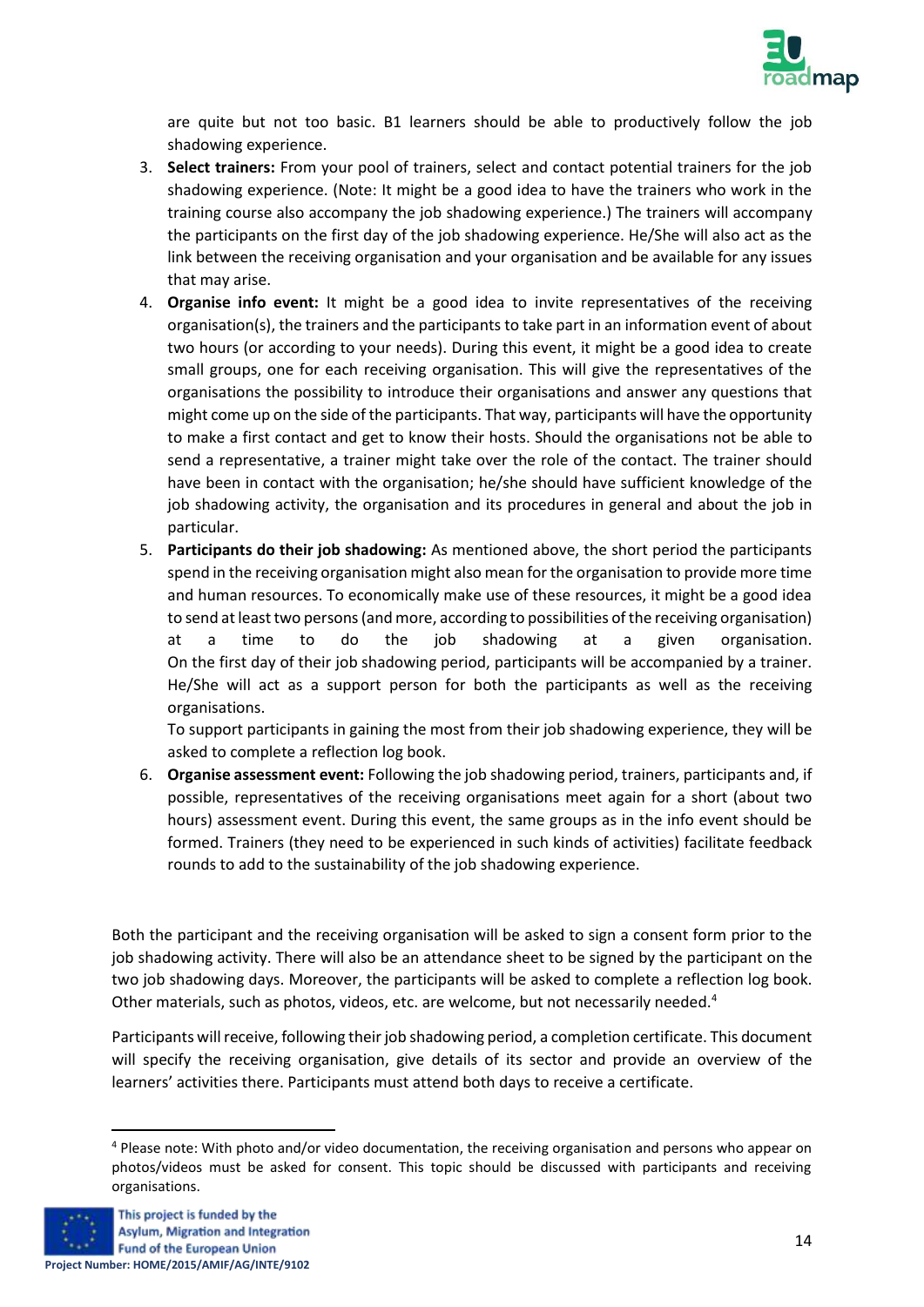are quite but not too basic. B1 learners should be able to productively follow the job shadowing experience.

3. **Select trainers:** From your pool of trainers, select and contact potential trainers for the job shadowing experience. (Note: It might be a good idea to have the trainers who work in the training course also accompany the job shadowing experience.) The trainers will accompany the participants on the first day of the job shadowing experience. He/She will also act as the link between the receiving organisation and your organisation and be available for any issues that may arise.
4. **Organise info event:** It might be a good idea to invite representatives of the receiving organisation(s), the trainers and the participants to take part in an information event of about two hours (or according to your needs). During this event, it might be a good idea to create small groups, one for each receiving organisation. This will give the representatives of the organisations the possibility to introduce their organisations and answer any questions that might come up on the side of the participants. That way, participants will have the opportunity to make a first contact and get to know their hosts. Should the organisations not be able to send a representative, a trainer might take over the role of the contact. The trainer should have been in contact with the organisation; he/she should have sufficient knowledge of the job shadowing activity, the organisation and its procedures in general and about the job in particular.
5. **Participants do their job shadowing:** As mentioned above, the short period the participants spend in the receiving organisation might also mean for the organisation to provide more time and human resources. To economically make use of these resources, it might be a good idea to send at least two persons (and more, according to possibilities of the receiving organisation) at a time to do the job shadowing at a given organisation. On the first day of their job shadowing period, participants will be accompanied by a trainer. He/She will act as a support person for both the participants as well as the receiving organisations.

   To support participants in gaining the most from their job shadowing experience, they will be asked to complete a reflection log book.
6. **Organise assessment event:** Following the job shadowing period, trainers, participants and, if possible, representatives of the receiving organisations meet again for a short (about two hours) assessment event. During this event, the same groups as in the info event should be formed. Trainers (they need to be experienced in such kinds of activities) facilitate feedback rounds to add to the sustainability of the job shadowing experience.

Both the participant and the receiving organisation will be asked to sign a consent form prior to the job shadowing activity. There will also be an attendance sheet to be signed by the participant on the two job shadowing days. Moreover, the participants will be asked to complete a reflection log book. Other materials, such as photos, videos, etc. are welcome, but not necessarily needed.[4]

Participants will receive, following their job shadowing period, a completion certificate. This document will specify the receiving organisation, give details of its sector and provide an overview of the learners' activities there. Participants must attend both days to receive a certificate.

[4] Please note: With photo and/or video documentation, the receiving organisation and persons who appear on photos/videos must be asked for consent. This topic should be discussed with participants and receiving organisations.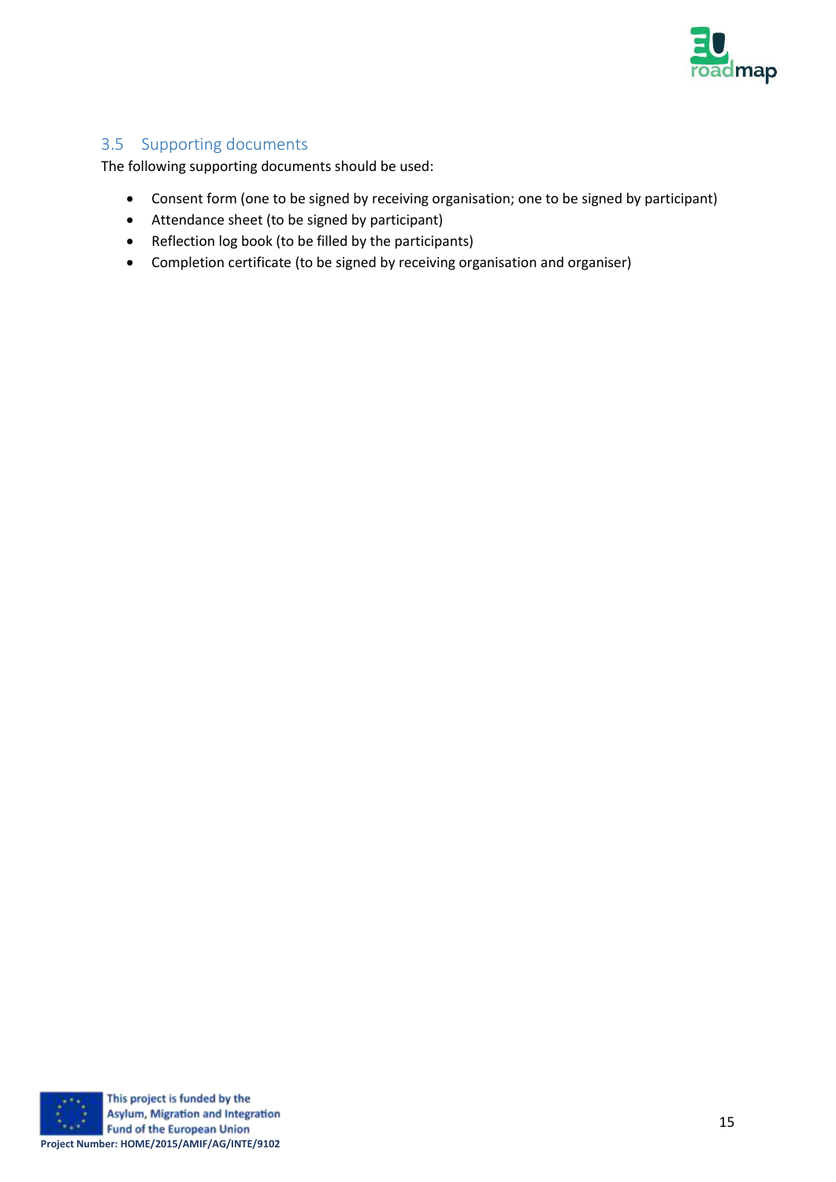### 3.5 Supporting documents

The following supporting documents should be used:

- Consent form (one to be signed by receiving organisation; one to be signed by participant)
- Attendance sheet (to be signed by participant)
- Reflection log book (to be filled by the participants)
- Completion certificate (to be signed by receiving organisation and organiser)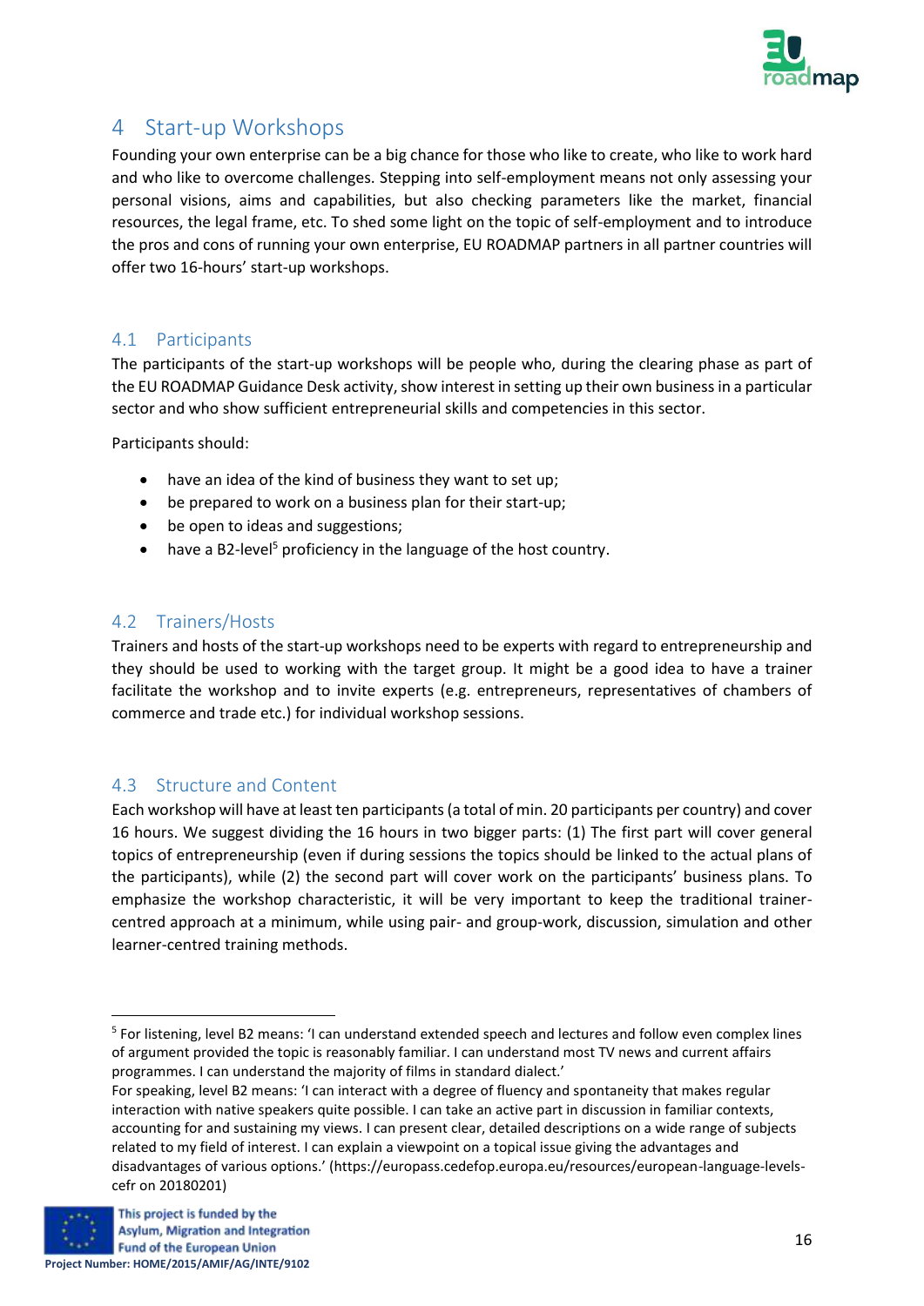# 4 Start-up Workshops

Founding your own enterprise can be a big chance for those who like to create, who like to work hard and who like to overcome challenges. Stepping into self-employment means not only assessing your personal visions, aims and capabilities, but also checking parameters like the market, financial resources, the legal frame, etc. To shed some light on the topic of self-employment and to introduce the pros and cons of running your own enterprise, EU ROADMAP partners in all partner countries will offer two 16-hours' start-up workshops.

## 4.1 Participants

The participants of the start-up workshops will be people who, during the clearing phase as part of the EU ROADMAP Guidance Desk activity, show interest in setting up their own business in a particular sector and who show sufficient entrepreneurial skills and competencies in this sector.

Participants should:

- have an idea of the kind of business they want to set up;
- be prepared to work on a business plan for their start-up;
- be open to ideas and suggestions;
- have a B2-level[5] proficiency in the language of the host country.

## 4.2 Trainers/Hosts

Trainers and hosts of the start-up workshops need to be experts with regard to entrepreneurship and they should be used to working with the target group. It might be a good idea to have a trainer facilitate the workshop and to invite experts (e.g. entrepreneurs, representatives of chambers of commerce and trade etc.) for individual workshop sessions.

## 4.3 Structure and Content

Each workshop will have at least ten participants (a total of min. 20 participants per country) and cover 16 hours. We suggest dividing the 16 hours in two bigger parts: (1) The first part will cover general topics of entrepreneurship (even if during sessions the topics should be linked to the actual plans of the participants), while (2) the second part will cover work on the participants' business plans. To emphasize the workshop characteristic, it will be very important to keep the traditional trainer-centred approach at a minimum, while using pair- and group-work, discussion, simulation and other learner-centred training methods.

---

[5] For listening, level B2 means: 'I can understand extended speech and lectures and follow even complex lines of argument provided the topic is reasonably familiar. I can understand most TV news and current affairs programmes. I can understand the majority of films in standard dialect.'
For speaking, level B2 means: 'I can interact with a degree of fluency and spontaneity that makes regular interaction with native speakers quite possible. I can take an active part in discussion in familiar contexts, accounting for and sustaining my views. I can present clear, detailed descriptions on a wide range of subjects related to my field of interest. I can explain a viewpoint on a topical issue giving the advantages and disadvantages of various options.' (https://europass.cedefop.europa.eu/resources/european-language-levels-cefr on 20180201)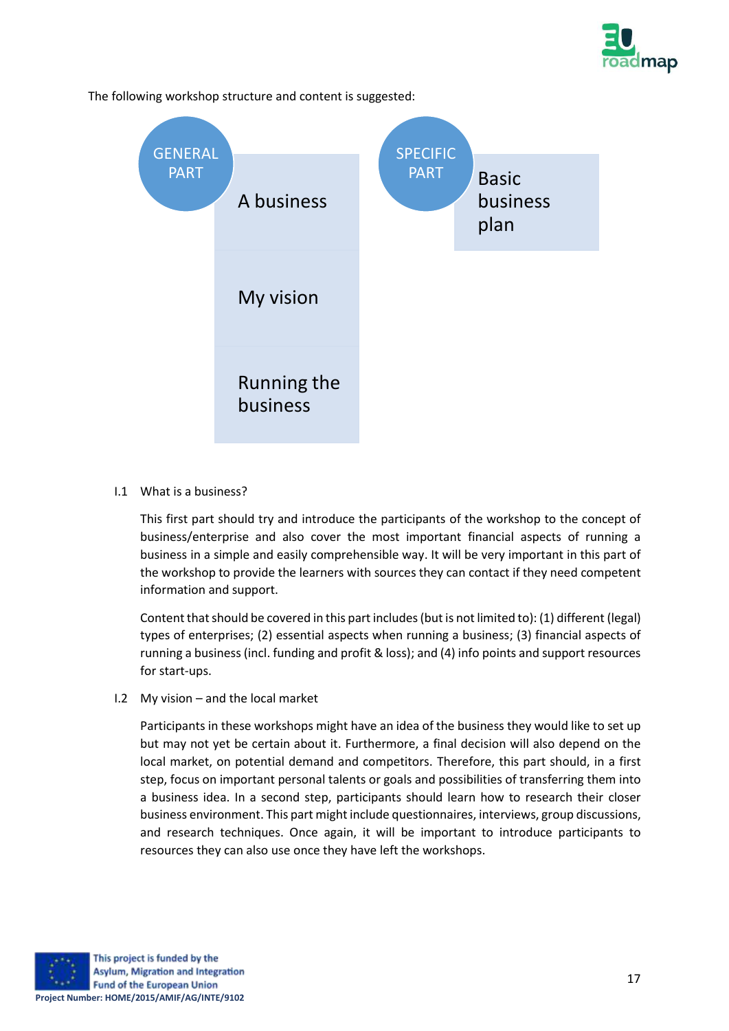The following workshop structure and content is suggested:

| GENERAL PART | SPECIFIC PART |
| --- | --- |
| A business | Basic business plan |
| My vision | |
| Running the business | |

I.1 What is a business?

This first part should try and introduce the participants of the workshop to the concept of business/enterprise and also cover the most important financial aspects of running a business in a simple and easily comprehensible way. It will be very important in this part of the workshop to provide the learners with sources they can contact if they need competent information and support.

Content that should be covered in this part includes (but is not limited to): (1) different (legal) types of enterprises; (2) essential aspects when running a business; (3) financial aspects of running a business (incl. funding and profit & loss); and (4) info points and support resources for start-ups.

I.2 My vision – and the local market

Participants in these workshops might have an idea of the business they would like to set up but may not yet be certain about it. Furthermore, a final decision will also depend on the local market, on potential demand and competitors. Therefore, this part should, in a first step, focus on important personal talents or goals and possibilities of transferring them into a business idea. In a second step, participants should learn how to research their closer business environment. This part might include questionnaires, interviews, group discussions, and research techniques. Once again, it will be important to introduce participants to resources they can also use once they have left the workshops.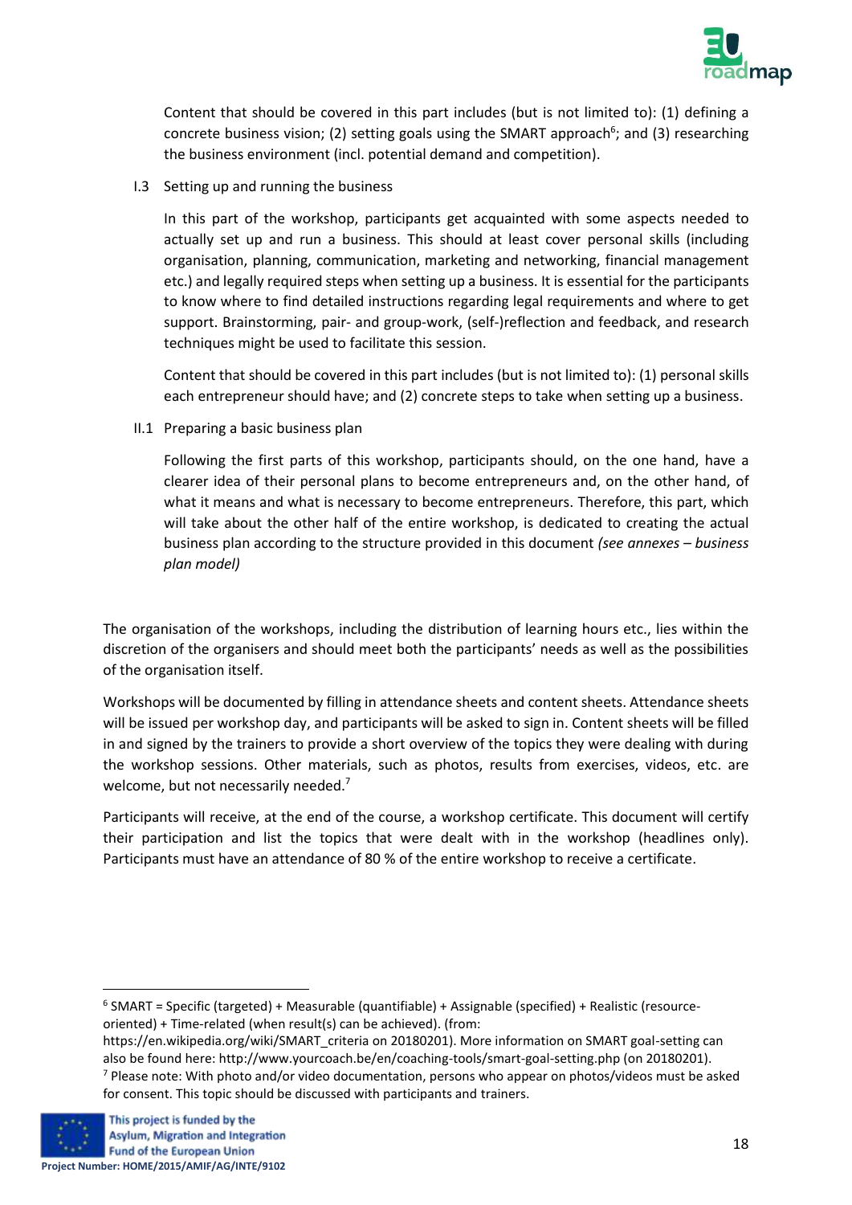Content that should be covered in this part includes (but is not limited to): (1) defining a concrete business vision; (2) setting goals using the SMART approach[6]; and (3) researching the business environment (incl. potential demand and competition).

I.3 Setting up and running the business

In this part of the workshop, participants get acquainted with some aspects needed to actually set up and run a business. This should at least cover personal skills (including organisation, planning, communication, marketing and networking, financial management etc.) and legally required steps when setting up a business. It is essential for the participants to know where to find detailed instructions regarding legal requirements and where to get support. Brainstorming, pair- and group-work, (self-)reflection and feedback, and research techniques might be used to facilitate this session.

Content that should be covered in this part includes (but is not limited to): (1) personal skills each entrepreneur should have; and (2) concrete steps to take when setting up a business.

II.1 Preparing a basic business plan

Following the first parts of this workshop, participants should, on the one hand, have a clearer idea of their personal plans to become entrepreneurs and, on the other hand, of what it means and what is necessary to become entrepreneurs. Therefore, this part, which will take about the other half of the entire workshop, is dedicated to creating the actual business plan according to the structure provided in this document *(see annexes – business plan model)*

The organisation of the workshops, including the distribution of learning hours etc., lies within the discretion of the organisers and should meet both the participants' needs as well as the possibilities of the organisation itself.

Workshops will be documented by filling in attendance sheets and content sheets. Attendance sheets will be issued per workshop day, and participants will be asked to sign in. Content sheets will be filled in and signed by the trainers to provide a short overview of the topics they were dealing with during the workshop sessions. Other materials, such as photos, results from exercises, videos, etc. are welcome, but not necessarily needed.[7]

Participants will receive, at the end of the course, a workshop certificate. This document will certify their participation and list the topics that were dealt with in the workshop (headlines only). Participants must have an attendance of 80 % of the entire workshop to receive a certificate.

---

[6] SMART = Specific (targeted) + Measurable (quantifiable) + Assignable (specified) + Realistic (resource-oriented) + Time-related (when result(s) can be achieved). (from: https://en.wikipedia.org/wiki/SMART_criteria on 20180201). More information on SMART goal-setting can also be found here: http://www.yourcoach.be/en/coaching-tools/smart-goal-setting.php (on 20180201).

[7] Please note: With photo and/or video documentation, persons who appear on photos/videos must be asked for consent. This topic should be discussed with participants and trainers.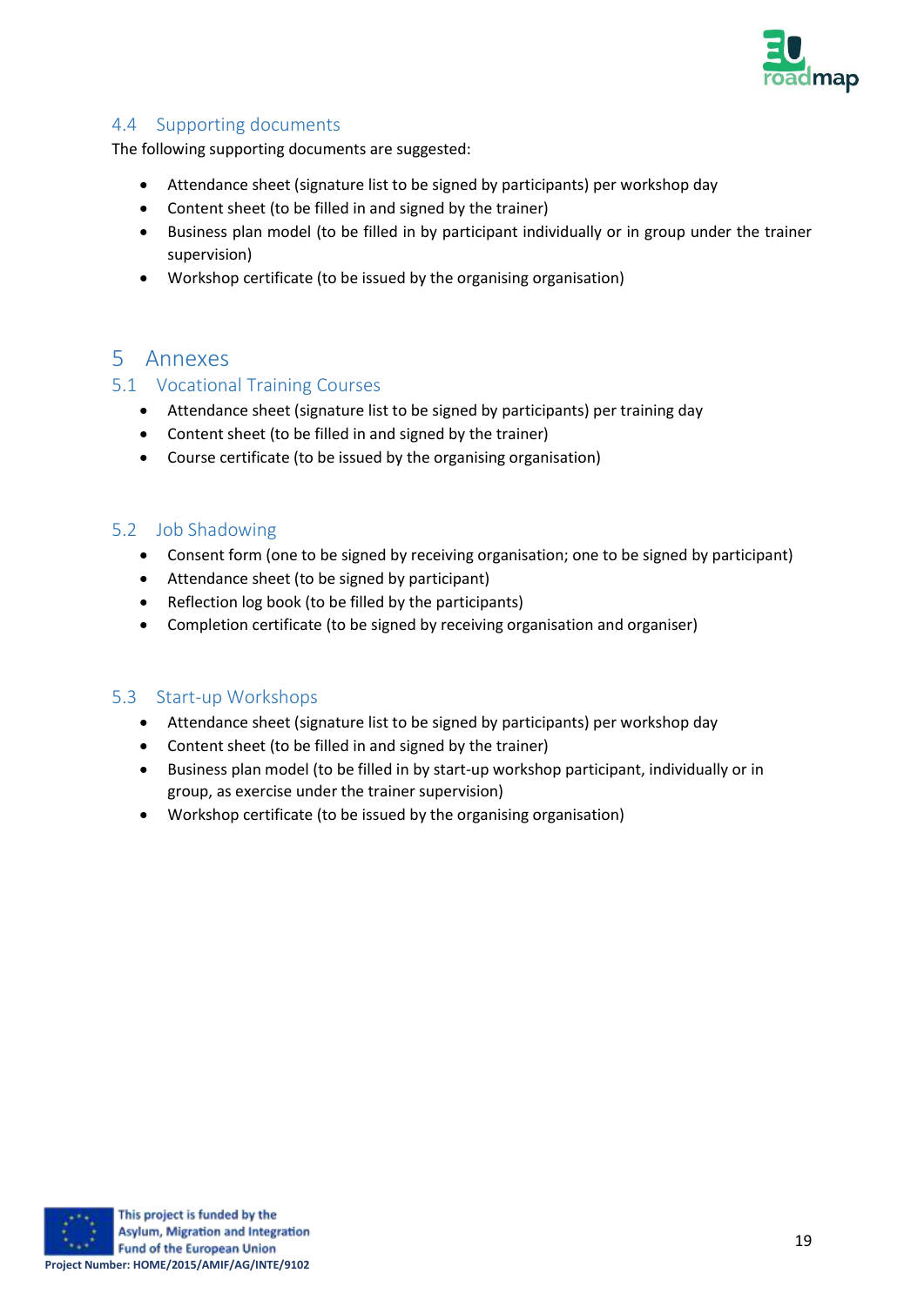### 4.4 Supporting documents

The following supporting documents are suggested:

- Attendance sheet (signature list to be signed by participants) per workshop day
- Content sheet (to be filled in and signed by the trainer)
- Business plan model (to be filled in by participant individually or in group under the trainer supervision)
- Workshop certificate (to be issued by the organising organisation)

# 5 Annexes

## 5.1 Vocational Training Courses

- Attendance sheet (signature list to be signed by participants) per training day
- Content sheet (to be filled in and signed by the trainer)
- Course certificate (to be issued by the organising organisation)

## 5.2 Job Shadowing

- Consent form (one to be signed by receiving organisation; one to be signed by participant)
- Attendance sheet (to be signed by participant)
- Reflection log book (to be filled by the participants)
- Completion certificate (to be signed by receiving organisation and organiser)

## 5.3 Start-up Workshops

- Attendance sheet (signature list to be signed by participants) per workshop day
- Content sheet (to be filled in and signed by the trainer)
- Business plan model (to be filled in by start-up workshop participant, individually or in group, as exercise under the trainer supervision)
- Workshop certificate (to be issued by the organising organisation)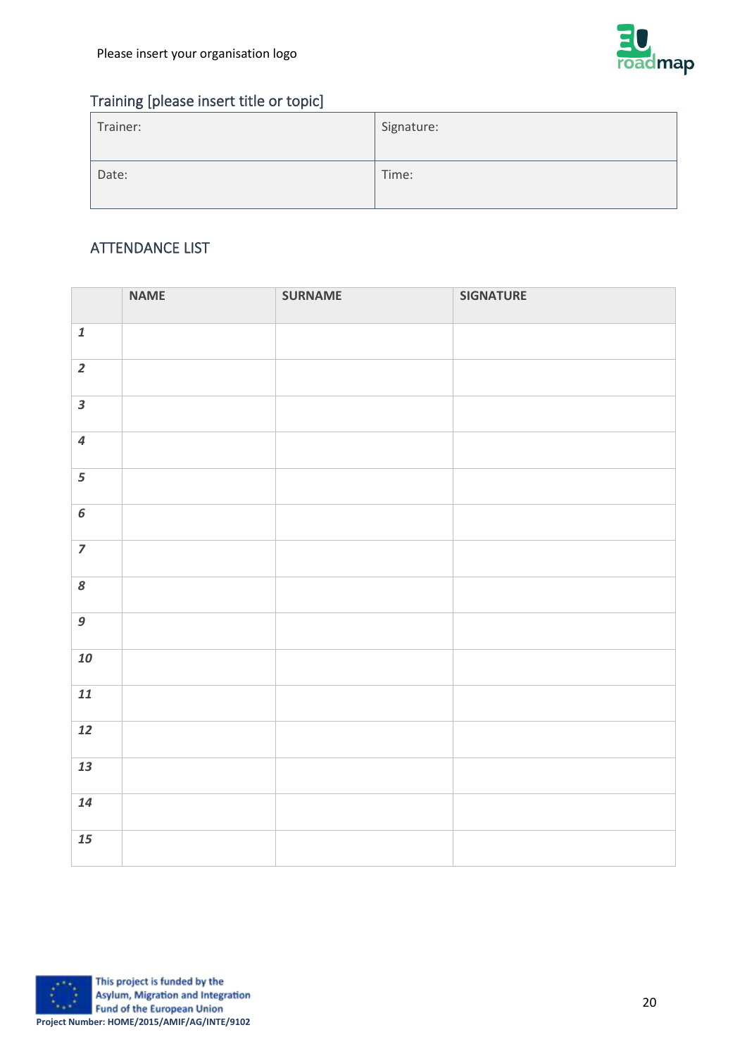Please insert your organisation logo

## Training [please insert title or topic]

| Trainer: | Signature: |
|---|---|
| Date: | Time: |

## ATTENDANCE LIST

| | NAME | SURNAME | SIGNATURE |
|---|---|---|---|
| *1* | | | |
| *2* | | | |
| *3* | | | |
| *4* | | | |
| *5* | | | |
| *6* | | | |
| *7* | | | |
| *8* | | | |
| *9* | | | |
| *10* | | | |
| *11* | | | |
| *12* | | | |
| *13* | | | |
| *14* | | | |
| *15* | | | |

This project is funded by the Asylum, Migration and Integration Fund of the European Union

**Project Number: HOME/2015/AMIF/AG/INTE/9102**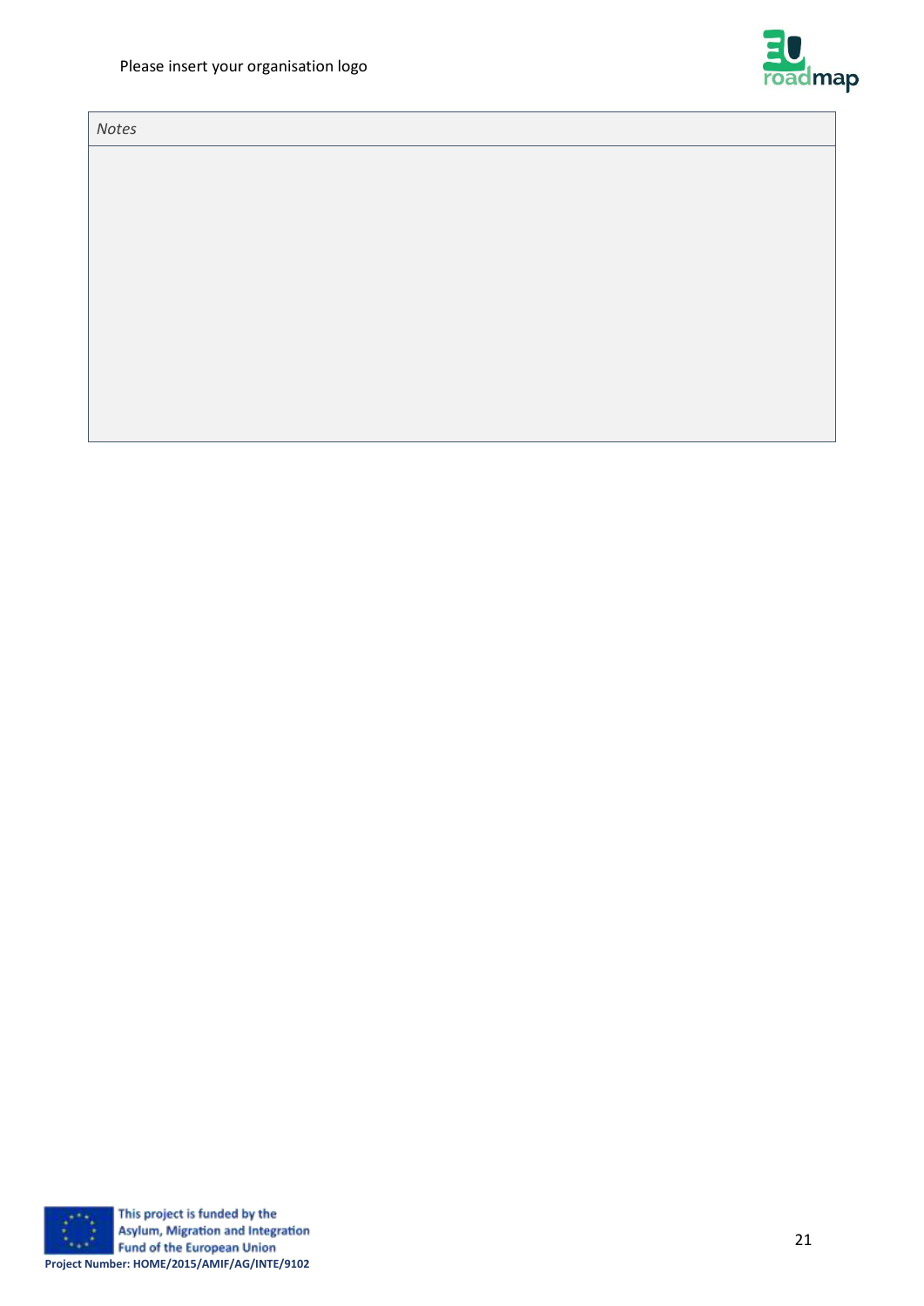| *Notes* |
| --- |
| |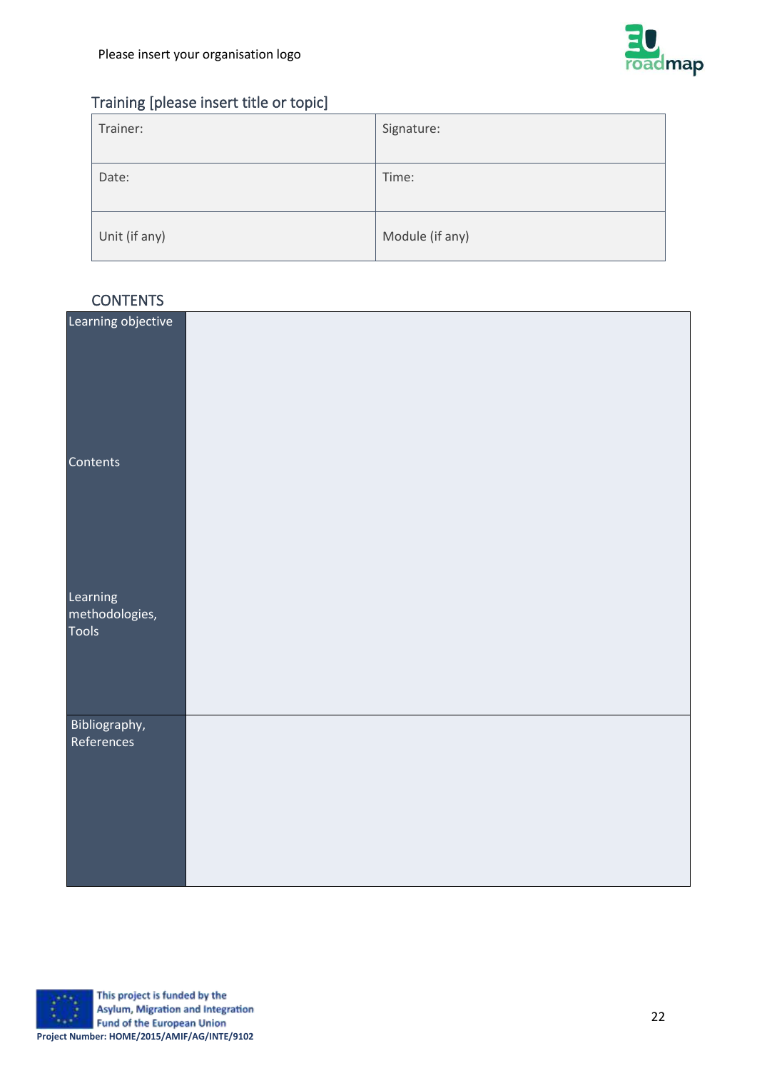Please insert your organisation logo

## Training [please insert title or topic]

| Trainer: | Signature: |
|---|---|
| Date: | Time: |
| Unit (if any) | Module (if any) |

## CONTENTS

| | |
|---|---|
| Learning objective<br><br>Contents<br><br>Learning methodologies, Tools | |
| Bibliography, References | |

This project is funded by the Asylum, Migration and Integration Fund of the European Union

Project Number: HOME/2015/AMIF/AG/INTE/9102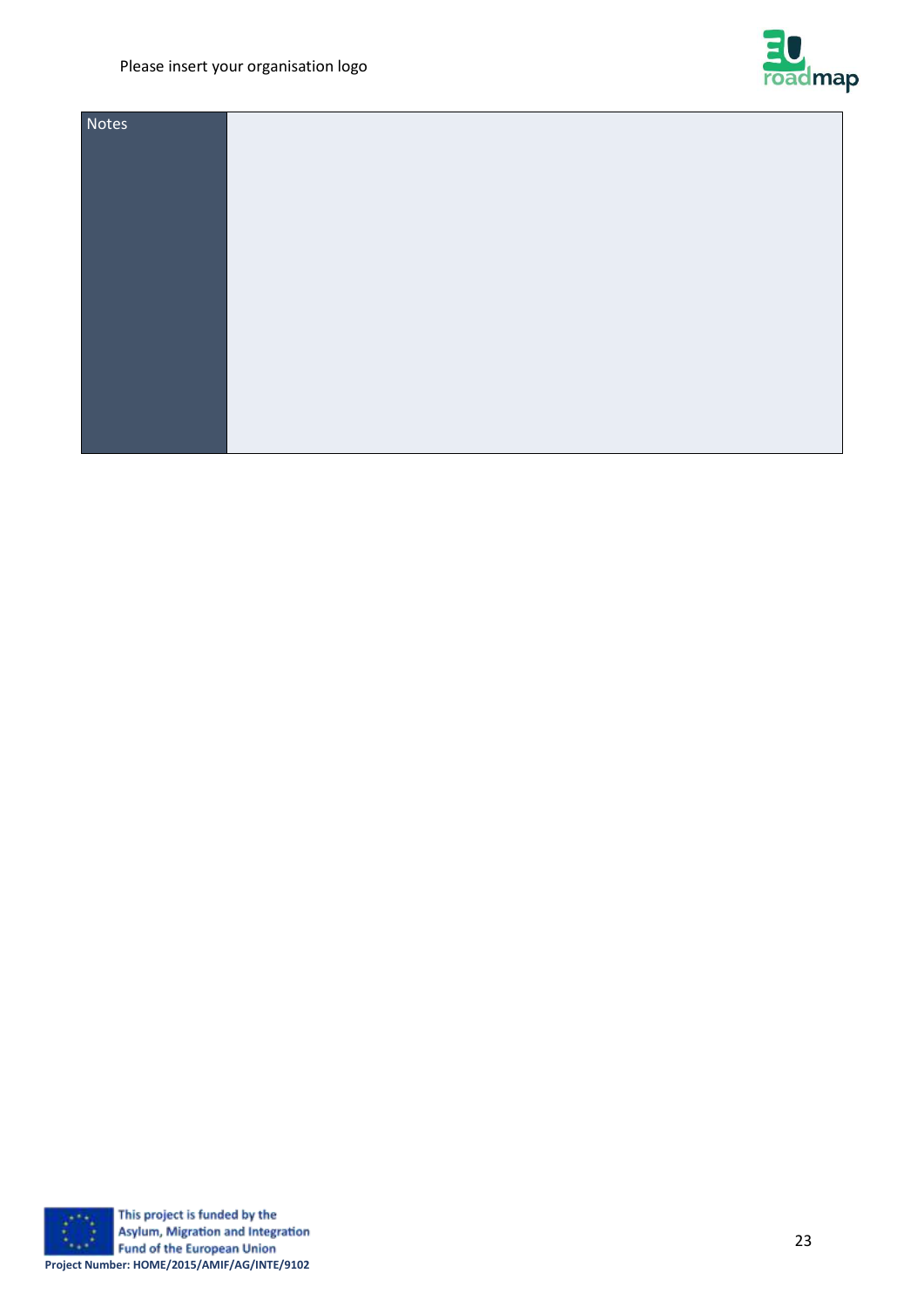| Notes | |
|---|---|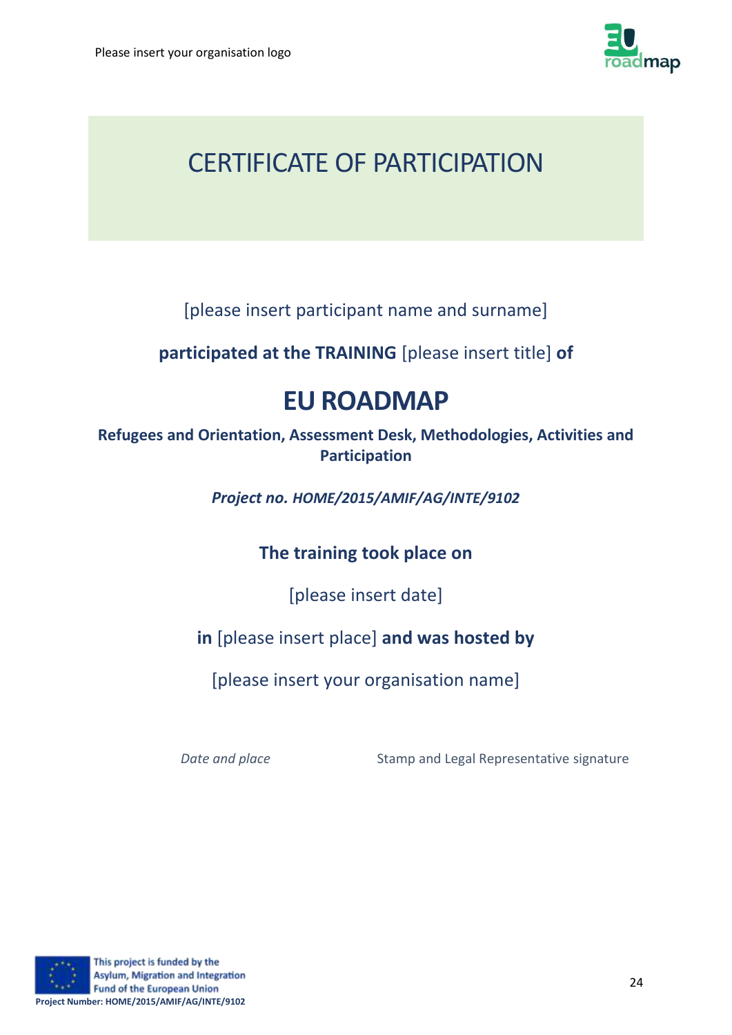Please insert your organisation logo

# CERTIFICATE OF PARTICIPATION

[please insert participant name and surname]

**participated at the TRAINING** [please insert title] **of**

## EU ROADMAP

**Refugees and Orientation, Assessment Desk, Methodologies, Activities and Participation**

***Project no. HOME/2015/AMIF/AG/INTE/9102***

**The training took place on**

[please insert date]

**in** [please insert place] **and was hosted by**

[please insert your organisation name]

*Date and place* Stamp and Legal Representative signature

This project is funded by the Asylum, Migration and Integration Fund of the European Union

**Project Number: HOME/2015/AMIF/AG/INTE/9102**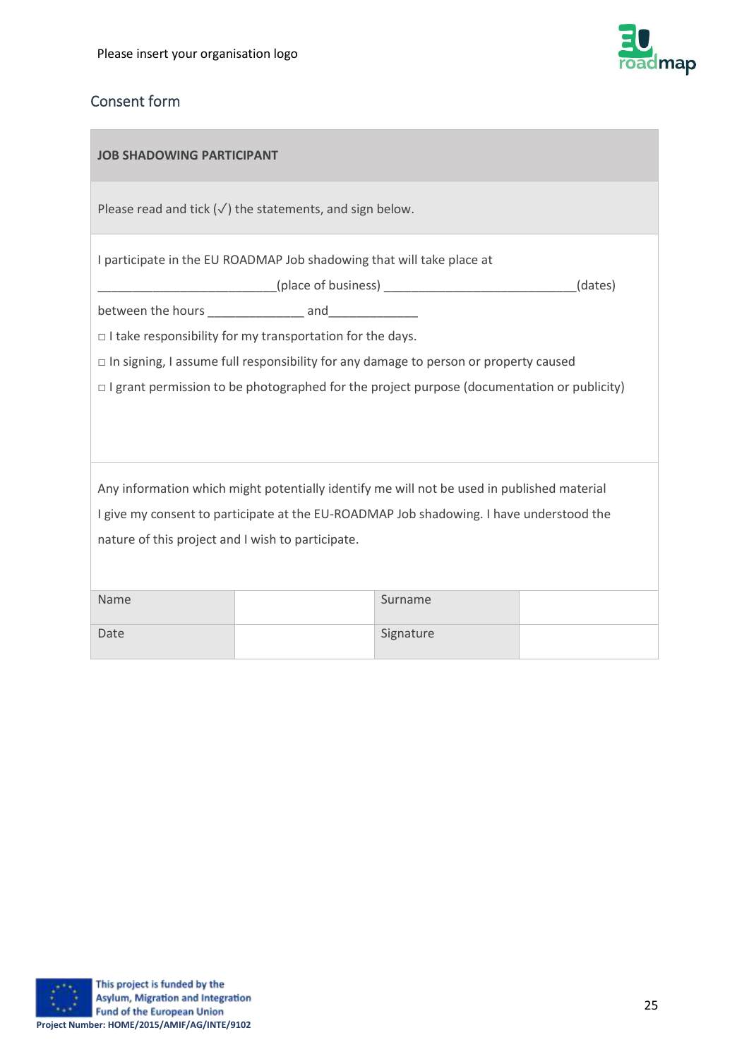Please insert your organisation logo

## Consent form

| **JOB SHADOWING PARTICIPANT** |
|---|
| Please read and tick (✓) the statements, and sign below. |
| I participate in the EU ROADMAP Job shadowing that will take place at<br>__________________________(place of business) ____________________________(dates)<br>between the hours ______________ and_____________<br>□ I take responsibility for my transportation for the days.<br>□ In signing, I assume full responsibility for any damage to person or property caused<br>□ I grant permission to be photographed for the project purpose (documentation or publicity) |
| Any information which might potentially identify me will not be used in published material<br>I give my consent to participate at the EU-ROADMAP Job shadowing. I have understood the nature of this project and I wish to participate. |

| Name | | Surname | |
|---|---|---|---|
| Date | | Signature | |

This project is funded by the Asylum, Migration and Integration Fund of the European Union
**Project Number: HOME/2015/AMIF/AG/INTE/9102**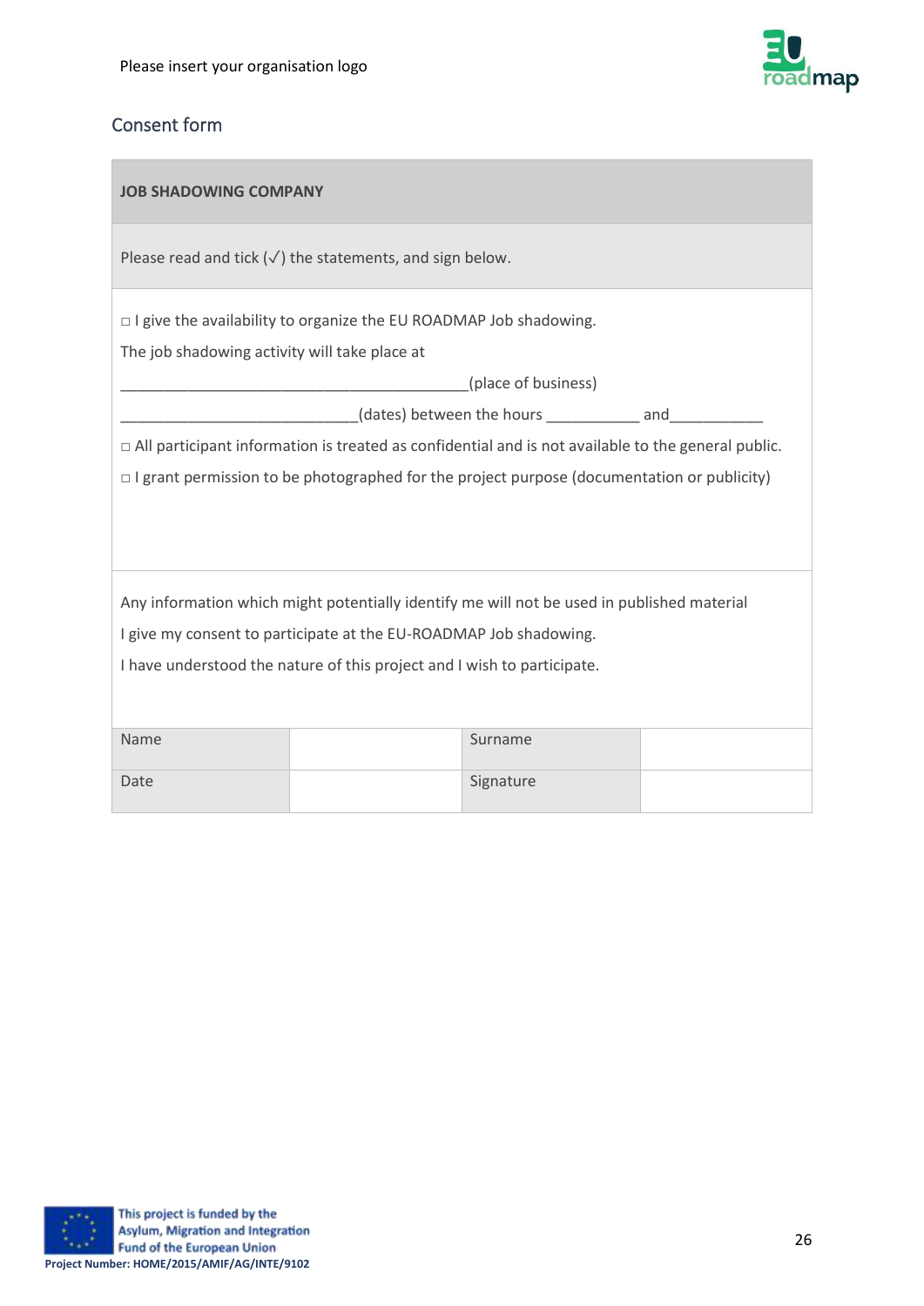Please insert your organisation logo

## Consent form

**JOB SHADOWING COMPANY**

Please read and tick (✓) the statements, and sign below.

□ I give the availability to organize the EU ROADMAP Job shadowing.

The job shadowing activity will take place at

__________________________________________(place of business)

____________________________(dates) between the hours ___________ and___________

□ All participant information is treated as confidential and is not available to the general public.

□ I grant permission to be photographed for the project purpose (documentation or publicity)

Any information which might potentially identify me will not be used in published material

I give my consent to participate at the EU-ROADMAP Job shadowing.

I have understood the nature of this project and I wish to participate.

| Name | | Surname | |
|---|---|---|---|
| Date | | Signature | |

This project is funded by the Asylum, Migration and Integration Fund of the European Union

Project Number: HOME/2015/AMIF/AG/INTE/9102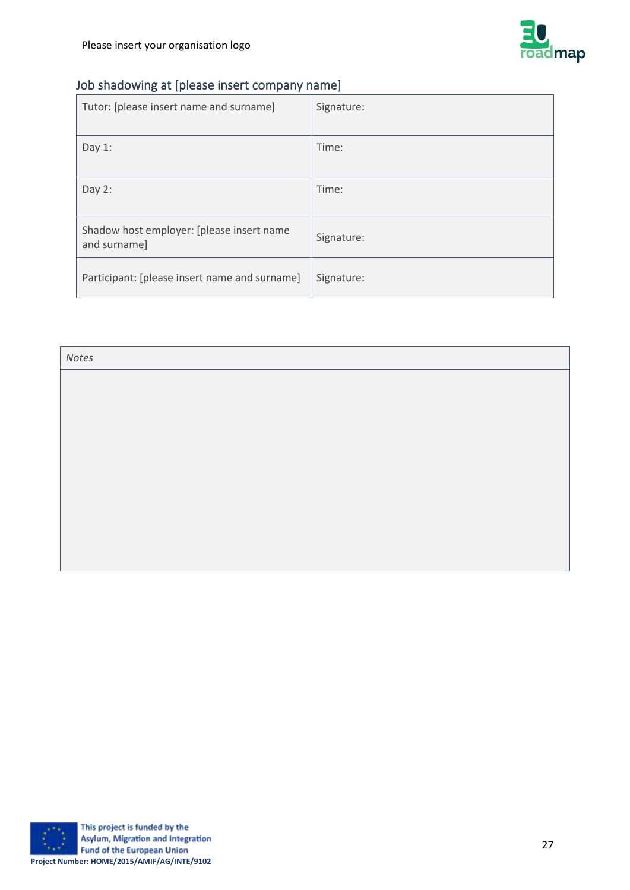Please insert your organisation logo

## Job shadowing at [please insert company name]

| Tutor: [please insert name and surname] | Signature: |
|---|---|
| Day 1: | Time: |
| Day 2: | Time: |
| Shadow host employer: [please insert name and surname] | Signature: |
| Participant: [please insert name and surname] | Signature: |

| *Notes* |
|---|
| |

This project is funded by the Asylum, Migration and Integration Fund of the European Union

**Project Number: HOME/2015/AMIF/AG/INTE/9102**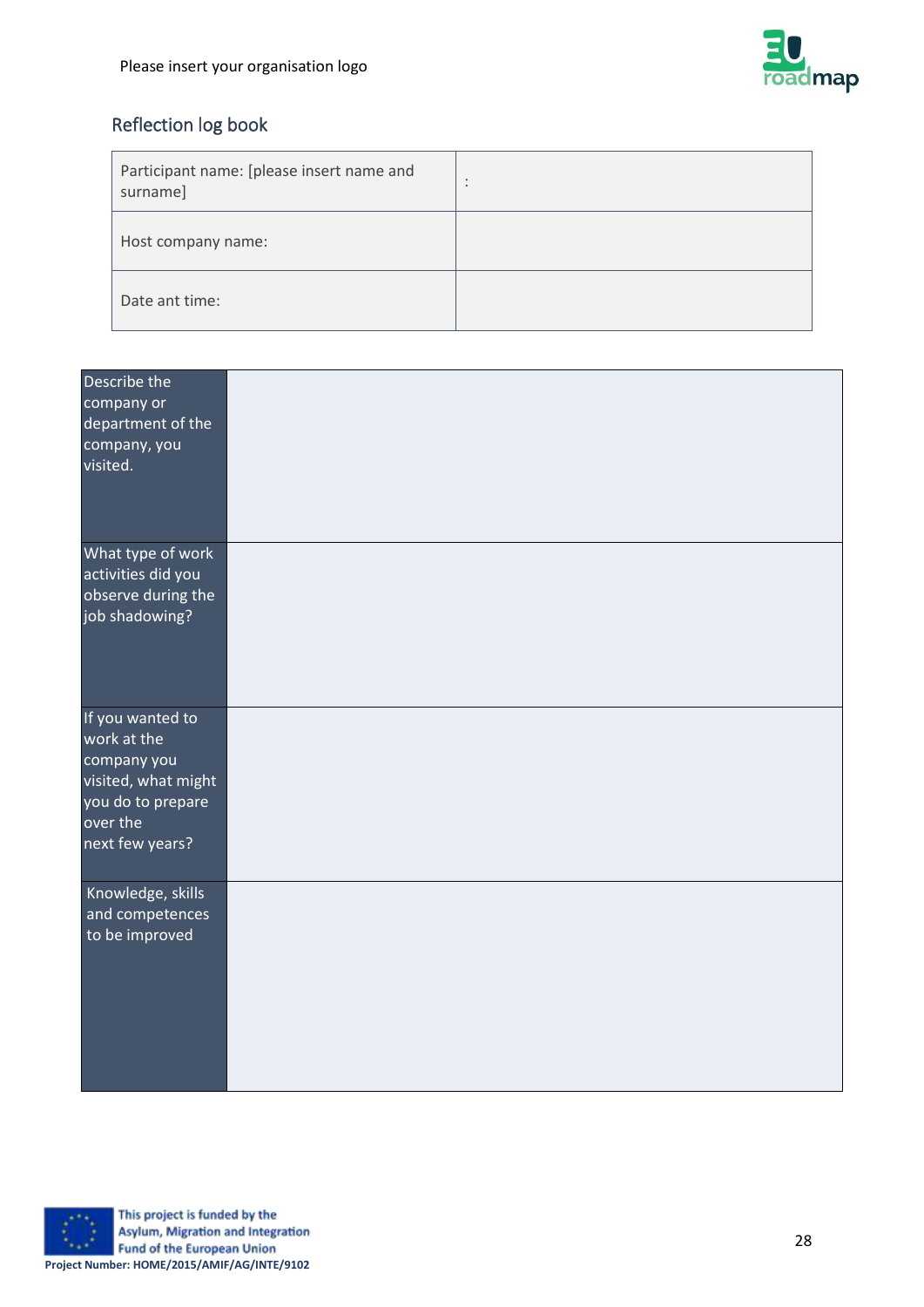Please insert your organisation logo

## Reflection log book

| Participant name: [please insert name and surname] | : |
|---|---|
| Host company name: | |
| Date ant time: | |

| Describe the company or department of the company, you visited. | |
|---|---|
| What type of work activities did you observe during the job shadowing? | |
| If you wanted to work at the company you visited, what might you do to prepare over the next few years? | |
| Knowledge, skills and competences to be improved | |

This project is funded by the Asylum, Migration and Integration Fund of the European Union

**Project Number: HOME/2015/AMIF/AG/INTE/9102**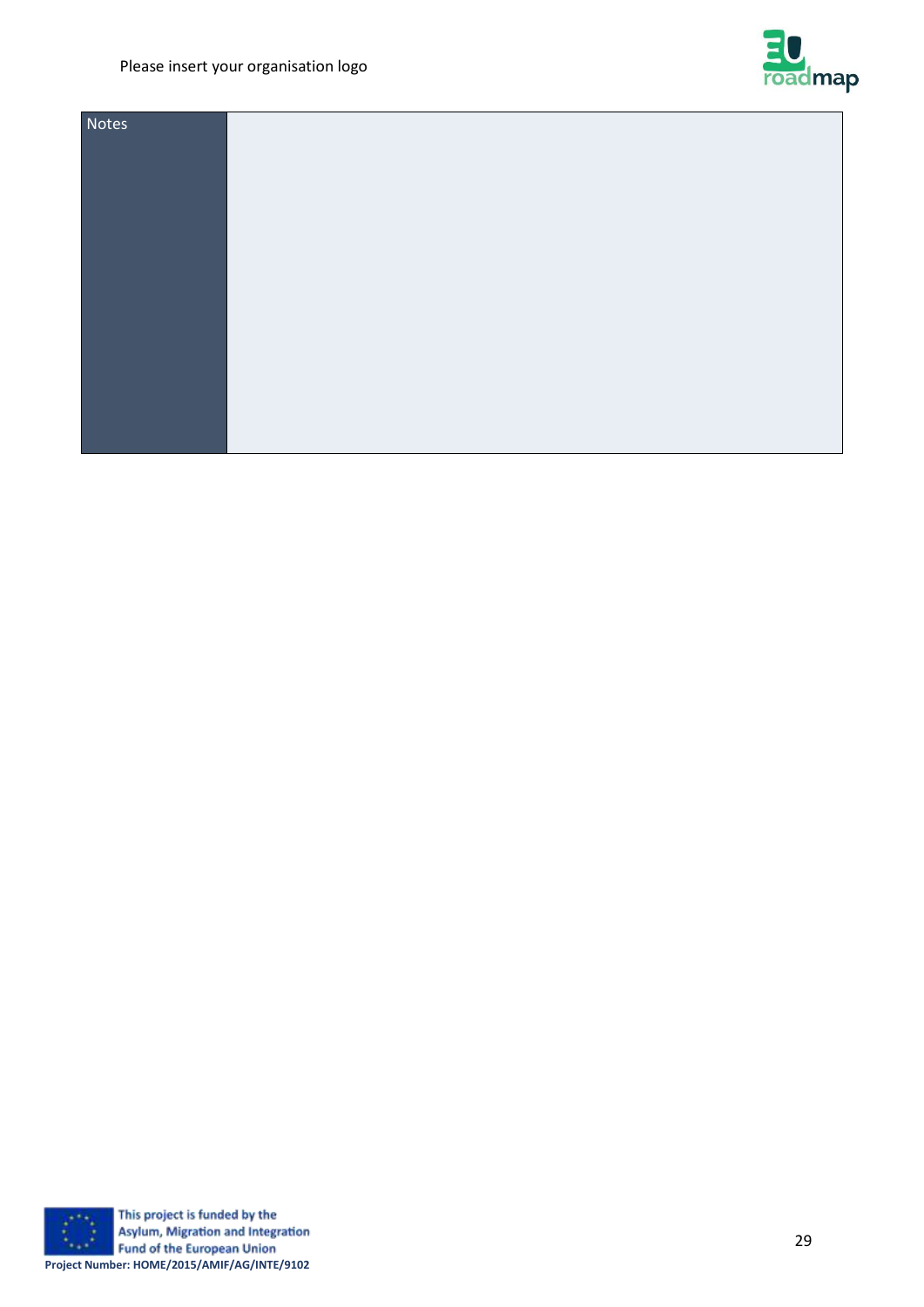| Notes | |
|---|---|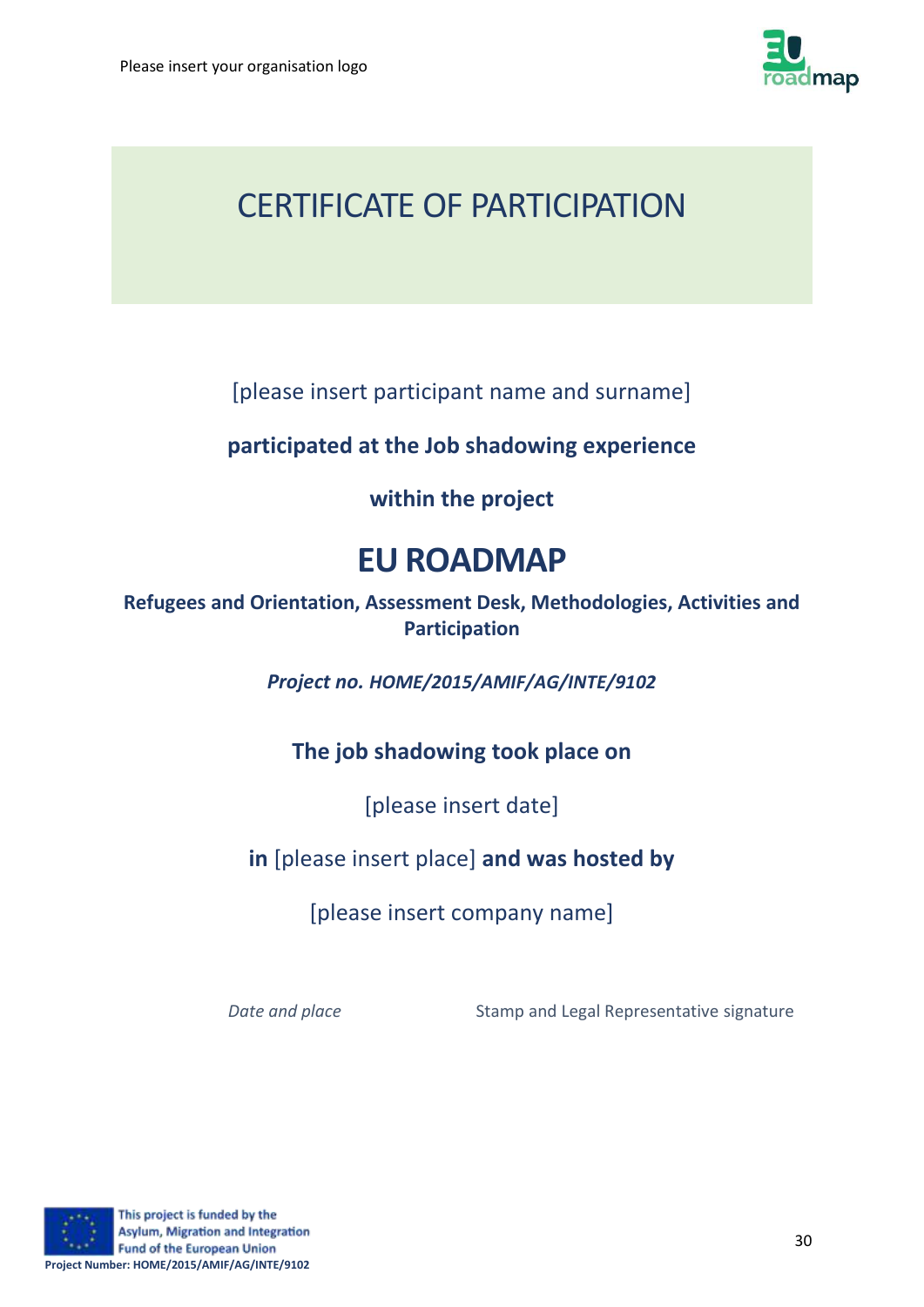Please insert your organisation logo

# CERTIFICATE OF PARTICIPATION

[please insert participant name and surname]

**participated at the Job shadowing experience**

**within the project**

## EU ROADMAP

**Refugees and Orientation, Assessment Desk, Methodologies, Activities and Participation**

***Project no. HOME/2015/AMIF/AG/INTE/9102***

**The job shadowing took place on**

[please insert date]

**in** [please insert place] **and was hosted by**

[please insert company name]

*Date and place* Stamp and Legal Representative signature

This project is funded by the Asylum, Migration and Integration Fund of the European Union

**Project Number: HOME/2015/AMIF/AG/INTE/9102**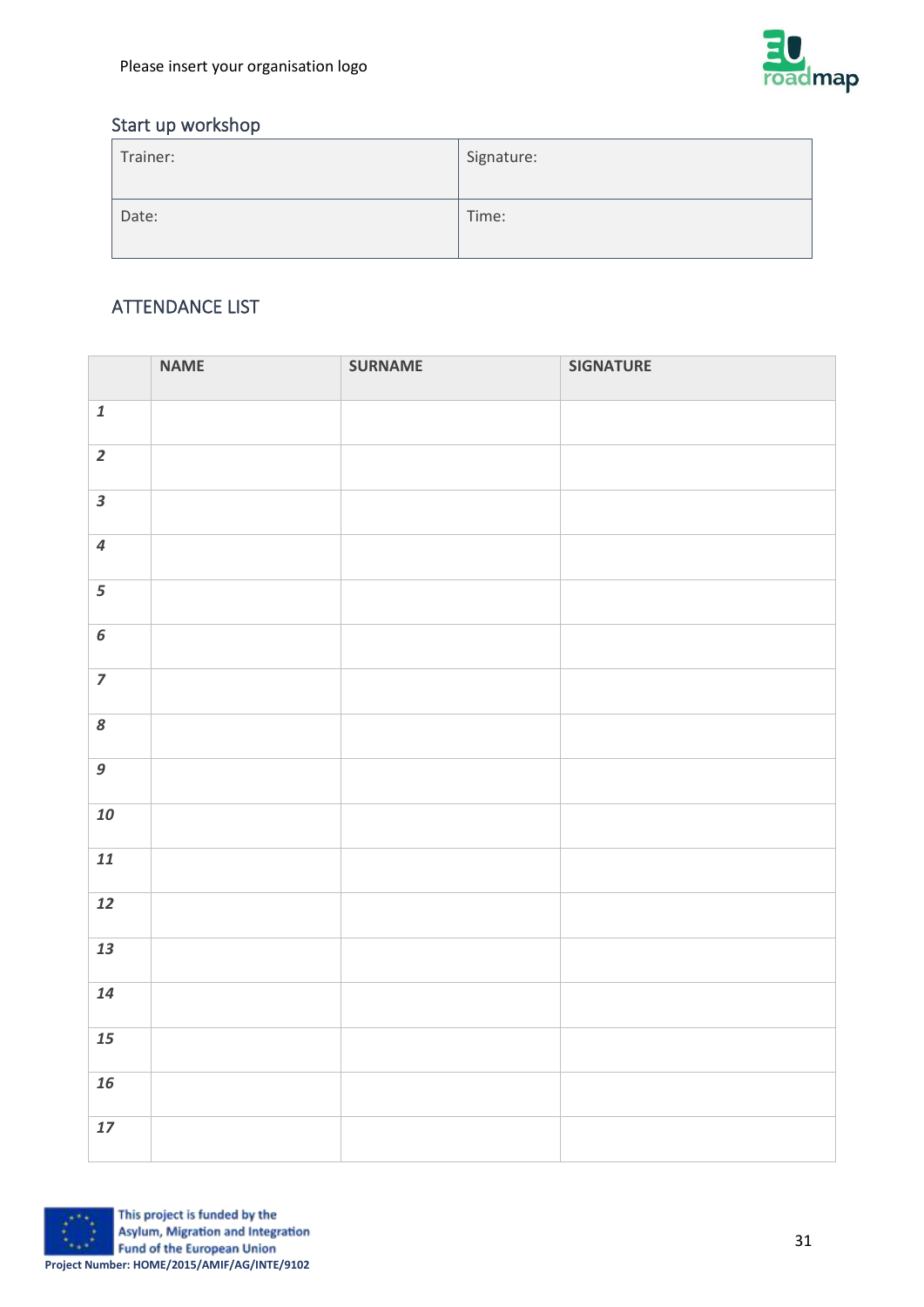Please insert your organisation logo

## Start up workshop

| Trainer: | Signature: |
|---|---|
| Date: | Time: |

## ATTENDANCE LIST

| | NAME | SURNAME | SIGNATURE |
|---|---|---|---|
| *1* | | | |
| *2* | | | |
| *3* | | | |
| *4* | | | |
| *5* | | | |
| *6* | | | |
| *7* | | | |
| *8* | | | |
| *9* | | | |
| *10* | | | |
| *11* | | | |
| *12* | | | |
| *13* | | | |
| *14* | | | |
| *15* | | | |
| *16* | | | |
| *17* | | | |

This project is funded by the Asylum, Migration and Integration Fund of the European Union
**Project Number: HOME/2015/AMIF/AG/INTE/9102**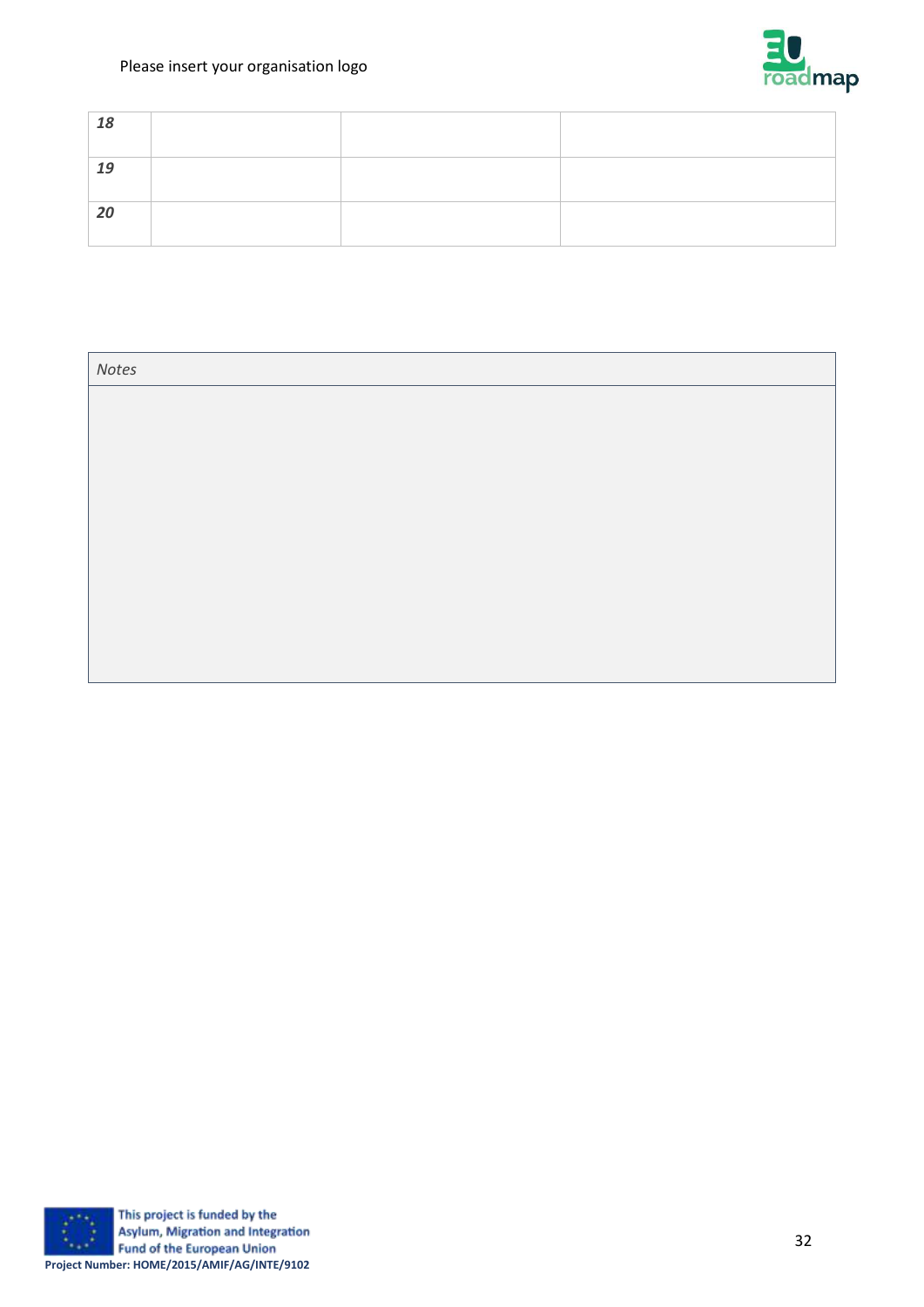| | | | |
|---|---|---|---|
| ***18*** | | | |
| ***19*** | | | |
| ***20*** | | | |

| *Notes* |
|---|
| |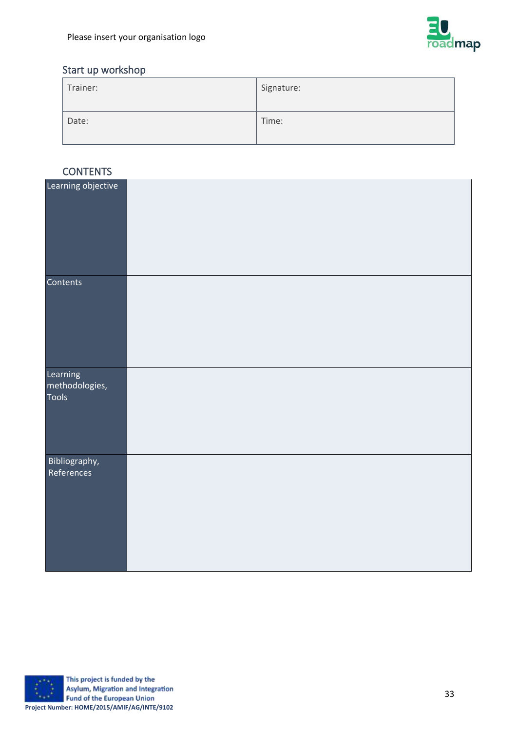Please insert your organisation logo

## Start up workshop

| Trainer: | Signature: |
| --- | --- |
| Date: | Time: |

## CONTENTS

| Learning objective | |
| --- | --- |
| Contents | |
| Learning methodologies, Tools | |
| Bibliography, References | |

This project is funded by the Asylum, Migration and Integration Fund of the European Union

**Project Number: HOME/2015/AMIF/AG/INTE/9102**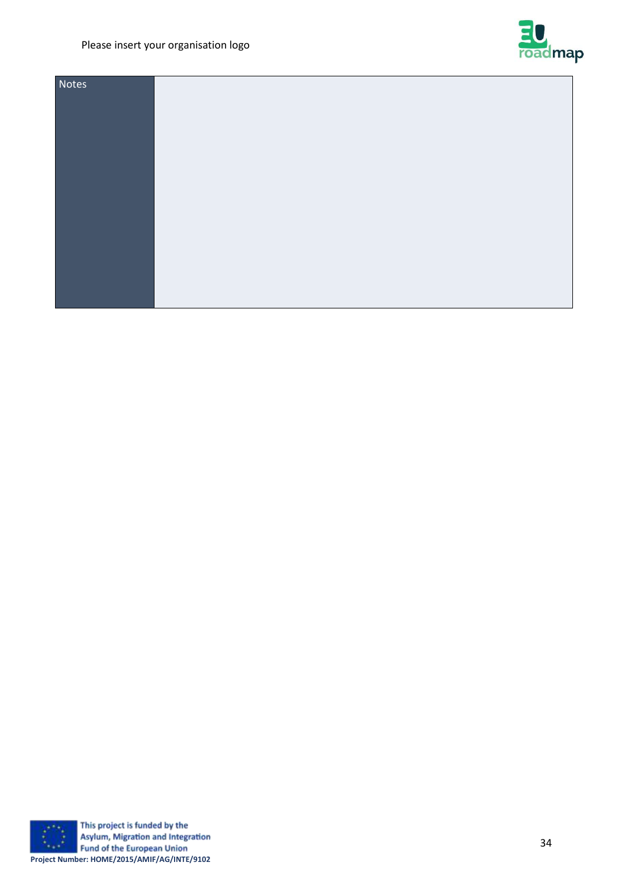Please insert your organisation logo

| Notes | |
|---|---|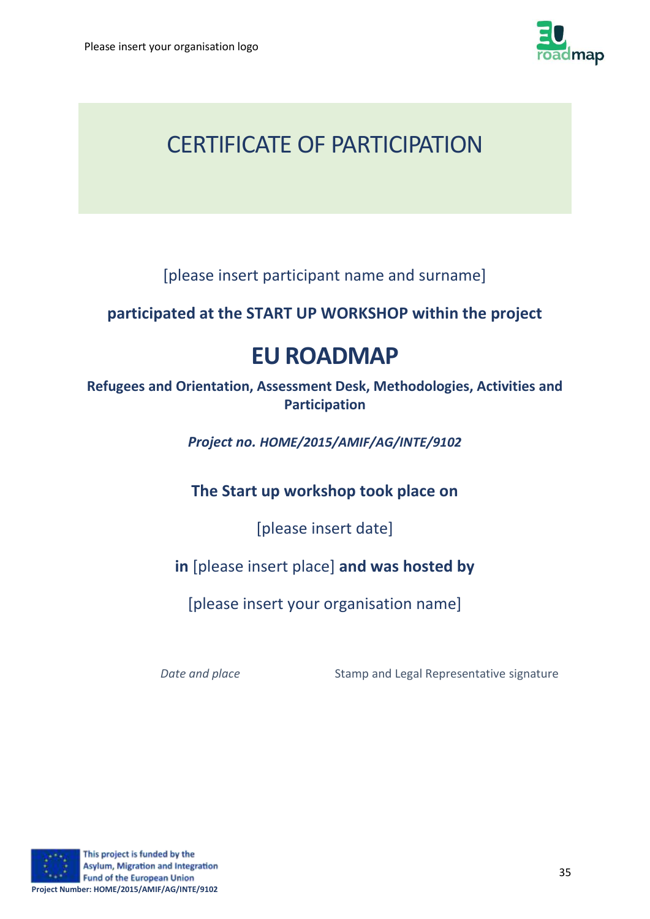Please insert your organisation logo

# CERTIFICATE OF PARTICIPATION

[please insert participant name and surname]

**participated at the START UP WORKSHOP within the project**

## EU ROADMAP

**Refugees and Orientation, Assessment Desk, Methodologies, Activities and Participation**

***Project no. HOME/2015/AMIF/AG/INTE/9102***

**The Start up workshop took place on**

[please insert date]

**in** [please insert place] **and was hosted by**

[please insert your organisation name]

*Date and place* Stamp and Legal Representative signature

This project is funded by the Asylum, Migration and Integration Fund of the European Union

**Project Number: HOME/2015/AMIF/AG/INTE/9102**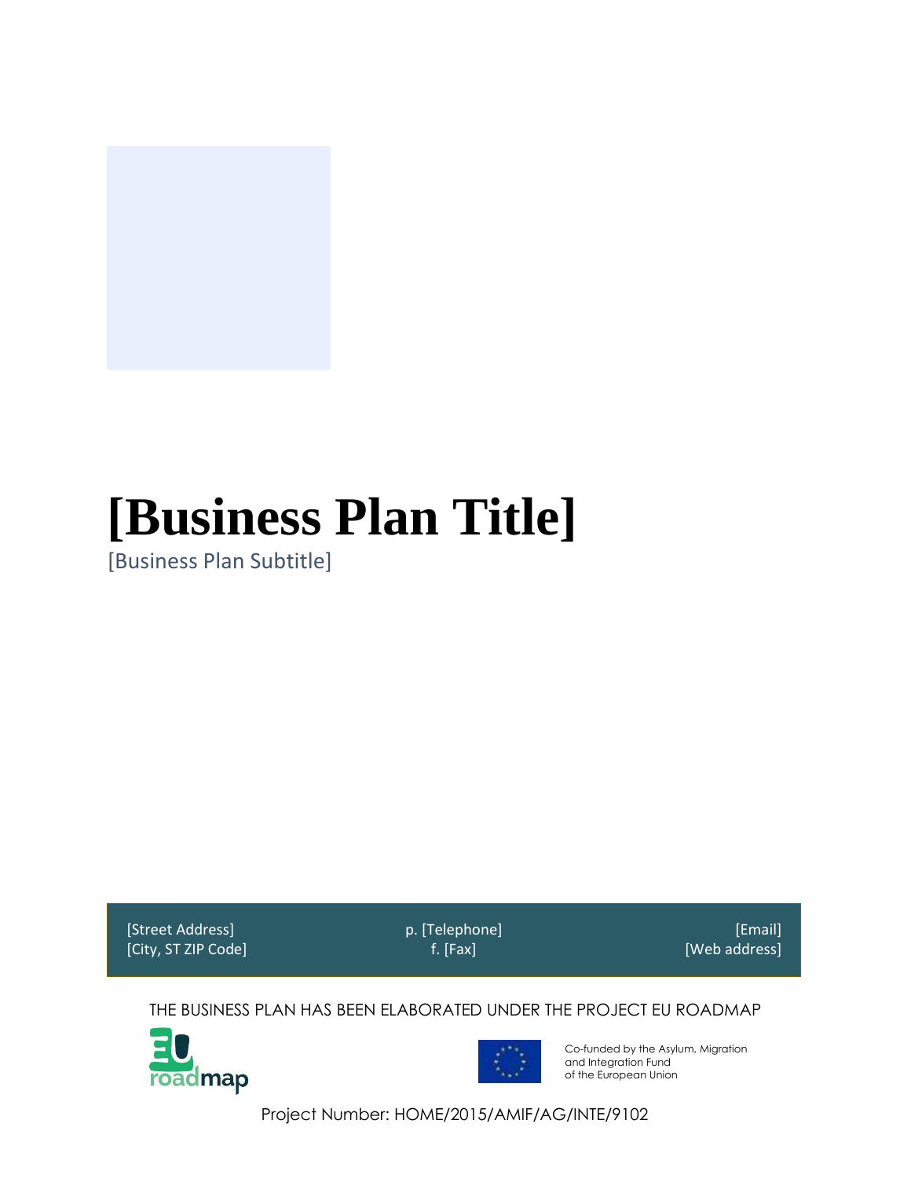# [Business Plan Title]

[Business Plan Subtitle]

| [Street Address]<br>[City, ST ZIP Code] | p. [Telephone]<br>f. [Fax] | [Email]<br>[Web address] |
|---|---|---|

THE BUSINESS PLAN HAS BEEN ELABORATED UNDER THE PROJECT EU ROADMAP

Co-funded by the Asylum, Migration and Integration Fund of the European Union

Project Number: HOME/2015/AMIF/AG/INTE/9102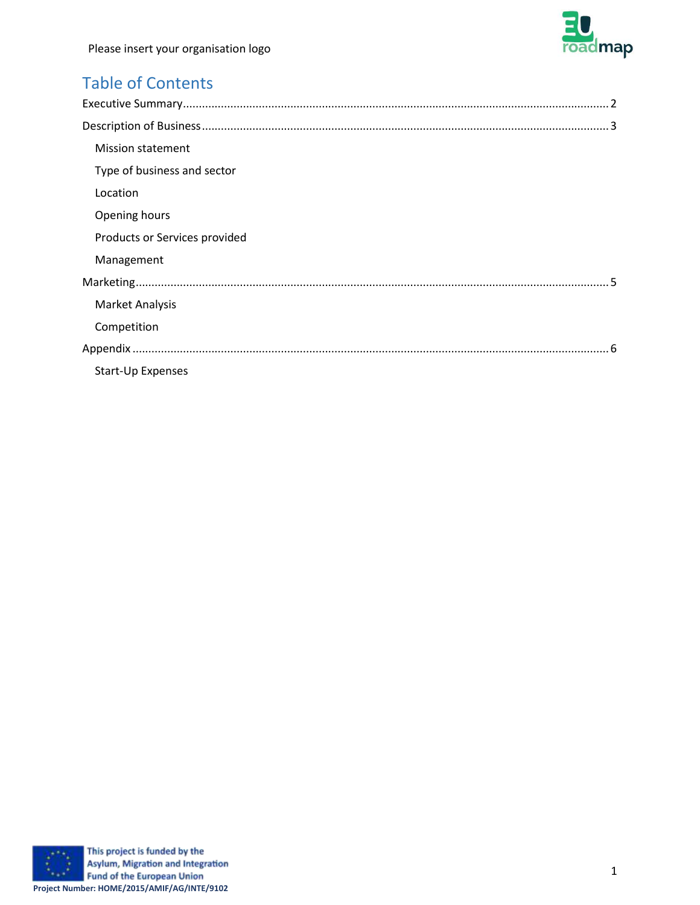Please insert your organisation logo

## Table of Contents

Executive Summary ........................................................................................................................ 2

Description of Business ................................................................................................................. 3

- Mission statement
- Type of business and sector
- Location
- Opening hours
- Products or Services provided
- Management

Marketing ....................................................................................................................................... 5

- Market Analysis
- Competition

Appendix ........................................................................................................................................ 6

- Start-Up Expenses

This project is funded by the Asylum, Migration and Integration Fund of the European Union

Project Number: HOME/2015/AMIF/AG/INTE/9102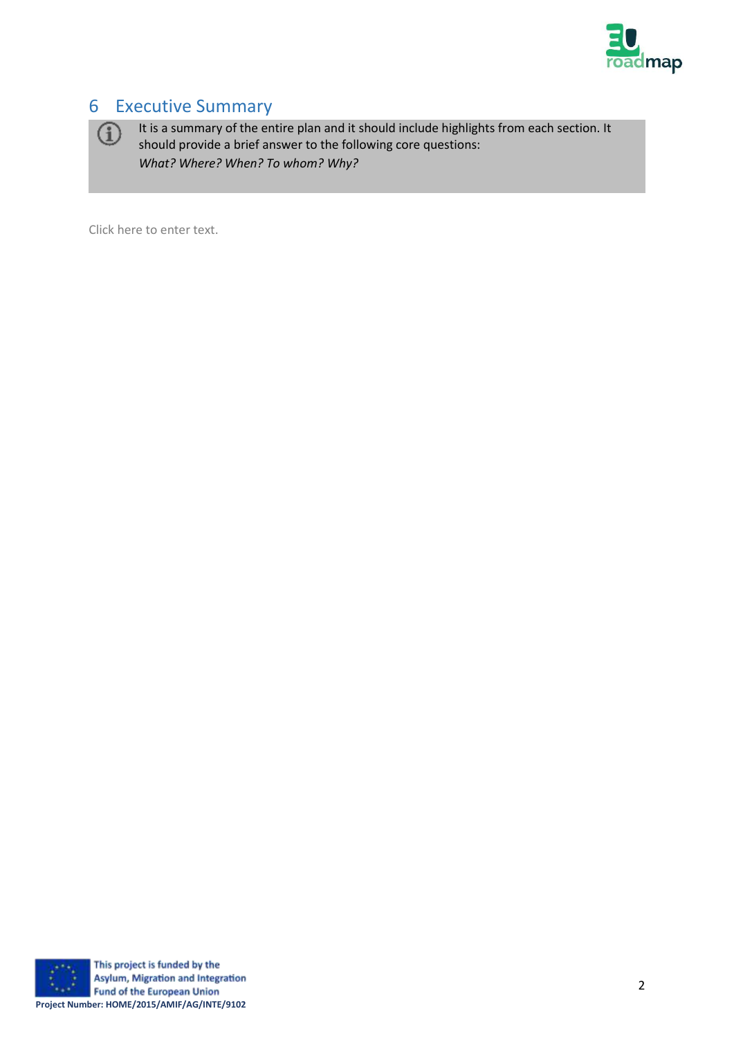# 6 Executive Summary

It is a summary of the entire plan and it should include highlights from each section. It should provide a brief answer to the following core questions:
*What? Where? When? To whom? Why?*

Click here to enter text.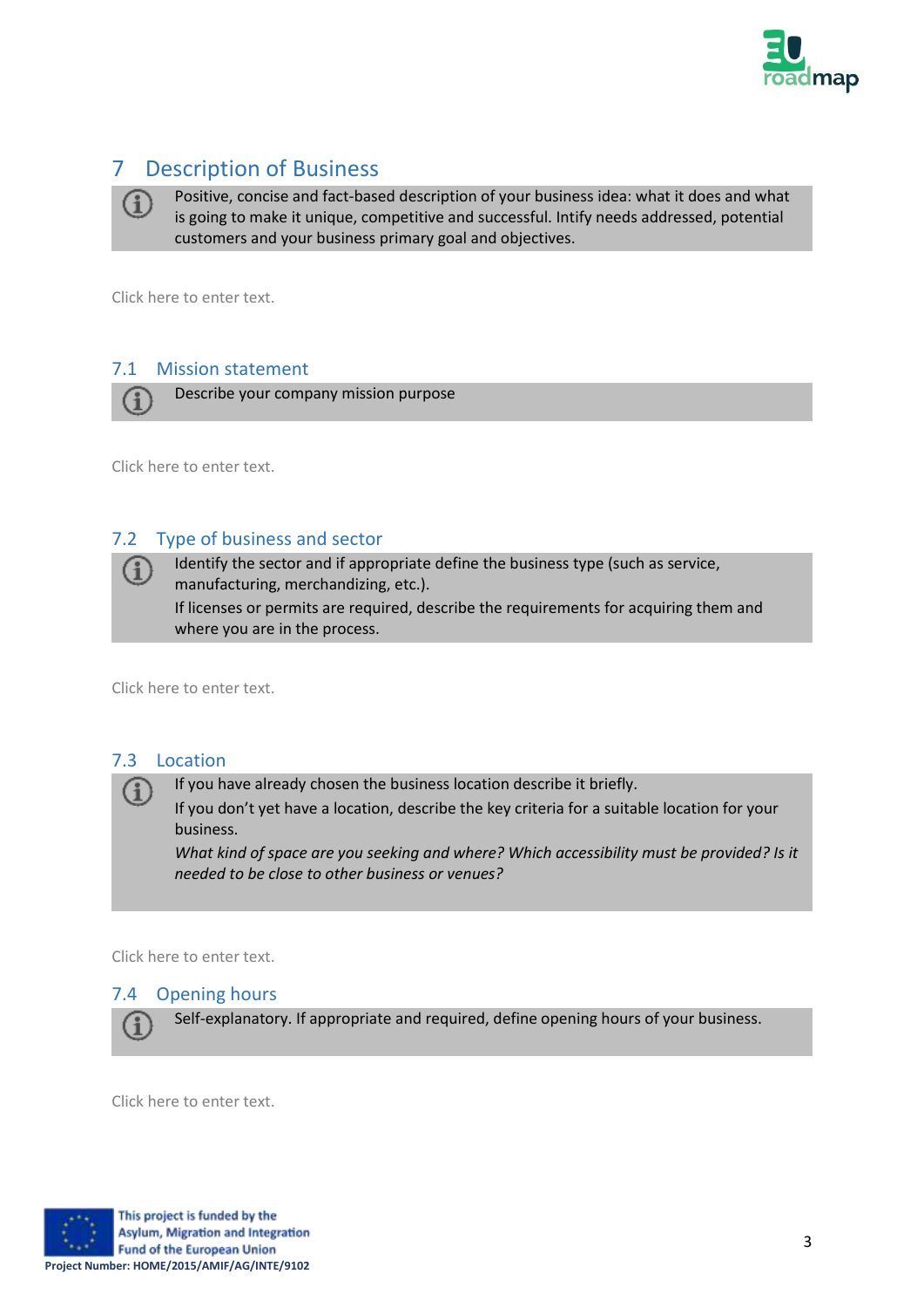# 7 Description of Business

Positive, concise and fact-based description of your business idea: what it does and what is going to make it unique, competitive and successful. Intify needs addressed, potential customers and your business primary goal and objectives.

Click here to enter text.

## 7.1 Mission statement

Describe your company mission purpose

Click here to enter text.

## 7.2 Type of business and sector

Identify the sector and if appropriate define the business type (such as service, manufacturing, merchandizing, etc.).

If licenses or permits are required, describe the requirements for acquiring them and where you are in the process.

Click here to enter text.

## 7.3 Location

If you have already chosen the business location describe it briefly.

If you don't yet have a location, describe the key criteria for a suitable location for your business.

*What kind of space are you seeking and where? Which accessibility must be provided? Is it needed to be close to other business or venues?*

Click here to enter text.

## 7.4 Opening hours

Self-explanatory. If appropriate and required, define opening hours of your business.

Click here to enter text.

This project is funded by the Asylum, Migration and Integration Fund of the European Union

**Project Number: HOME/2015/AMIF/AG/INTE/9102**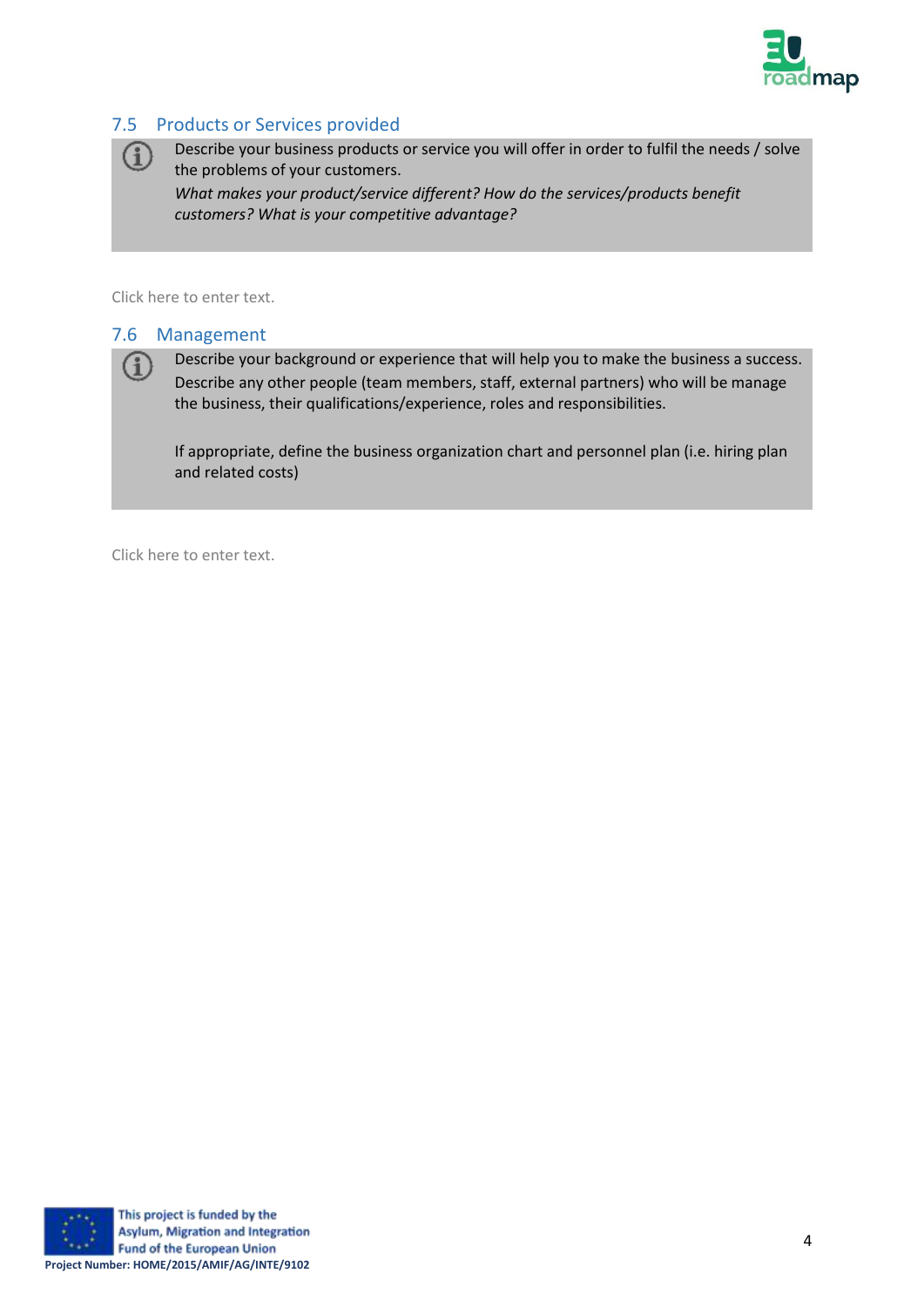## 7.5 Products or Services provided

Describe your business products or service you will offer in order to fulfil the needs / solve the problems of your customers.

*What makes your product/service different? How do the services/products benefit customers? What is your competitive advantage?*

Click here to enter text.

## 7.6 Management

Describe your background or experience that will help you to make the business a success. Describe any other people (team members, staff, external partners) who will be manage the business, their qualifications/experience, roles and responsibilities.

If appropriate, define the business organization chart and personnel plan (i.e. hiring plan and related costs)

Click here to enter text.

This project is funded by the Asylum, Migration and Integration Fund of the European Union

**Project Number: HOME/2015/AMIF/AG/INTE/9102**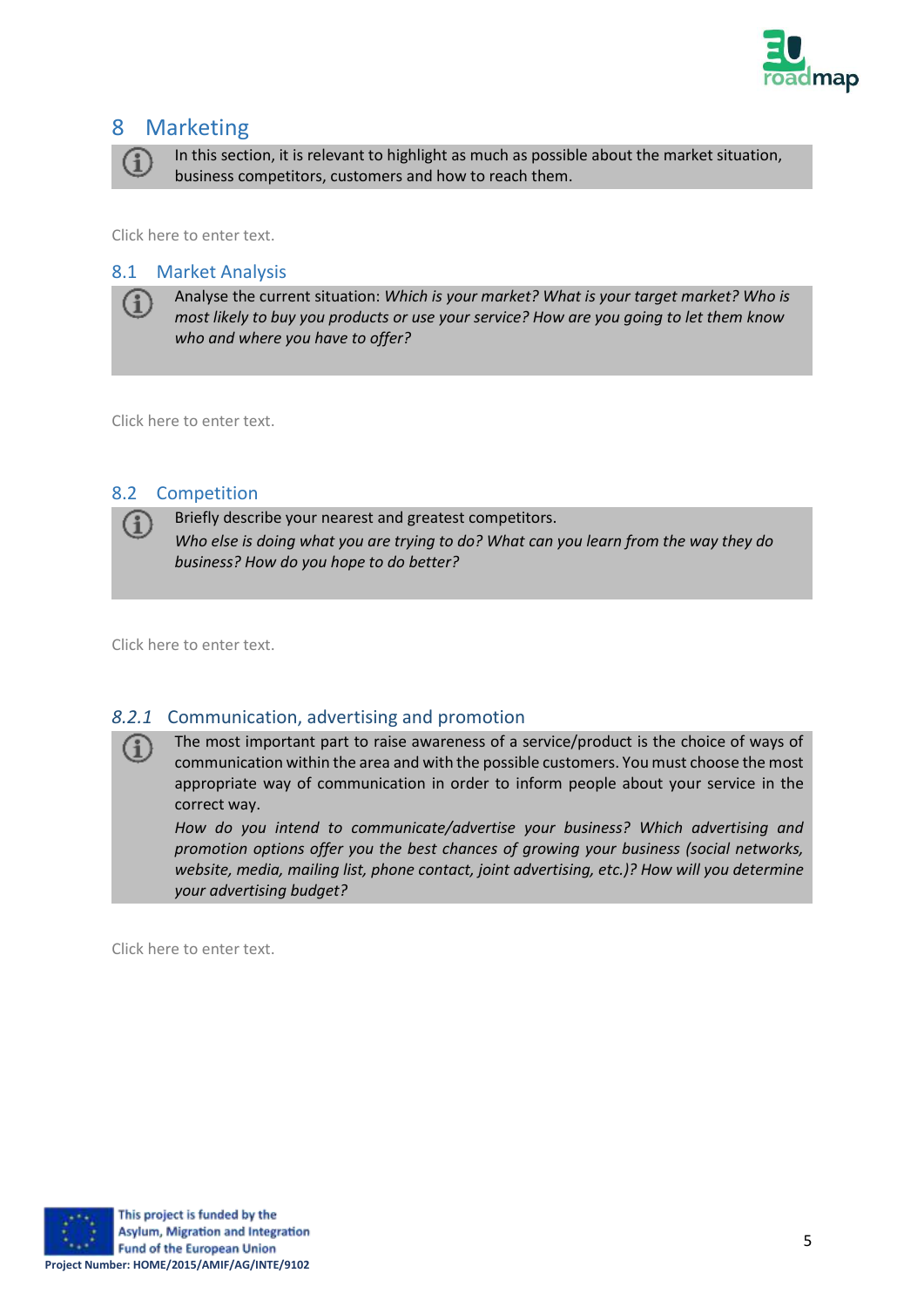# 8 Marketing

In this section, it is relevant to highlight as much as possible about the market situation, business competitors, customers and how to reach them.

Click here to enter text.

## 8.1 Market Analysis

Analyse the current situation: *Which is your market? What is your target market? Who is most likely to buy you products or use your service? How are you going to let them know who and where you have to offer?*

Click here to enter text.

## 8.2 Competition

Briefly describe your nearest and greatest competitors.
*Who else is doing what you are trying to do? What can you learn from the way they do business? How do you hope to do better?*

Click here to enter text.

### *8.2.1* Communication, advertising and promotion

The most important part to raise awareness of a service/product is the choice of ways of communication within the area and with the possible customers. You must choose the most appropriate way of communication in order to inform people about your service in the correct way.
*How do you intend to communicate/advertise your business? Which advertising and promotion options offer you the best chances of growing your business (social networks, website, media, mailing list, phone contact, joint advertising, etc.)? How will you determine your advertising budget?*

Click here to enter text.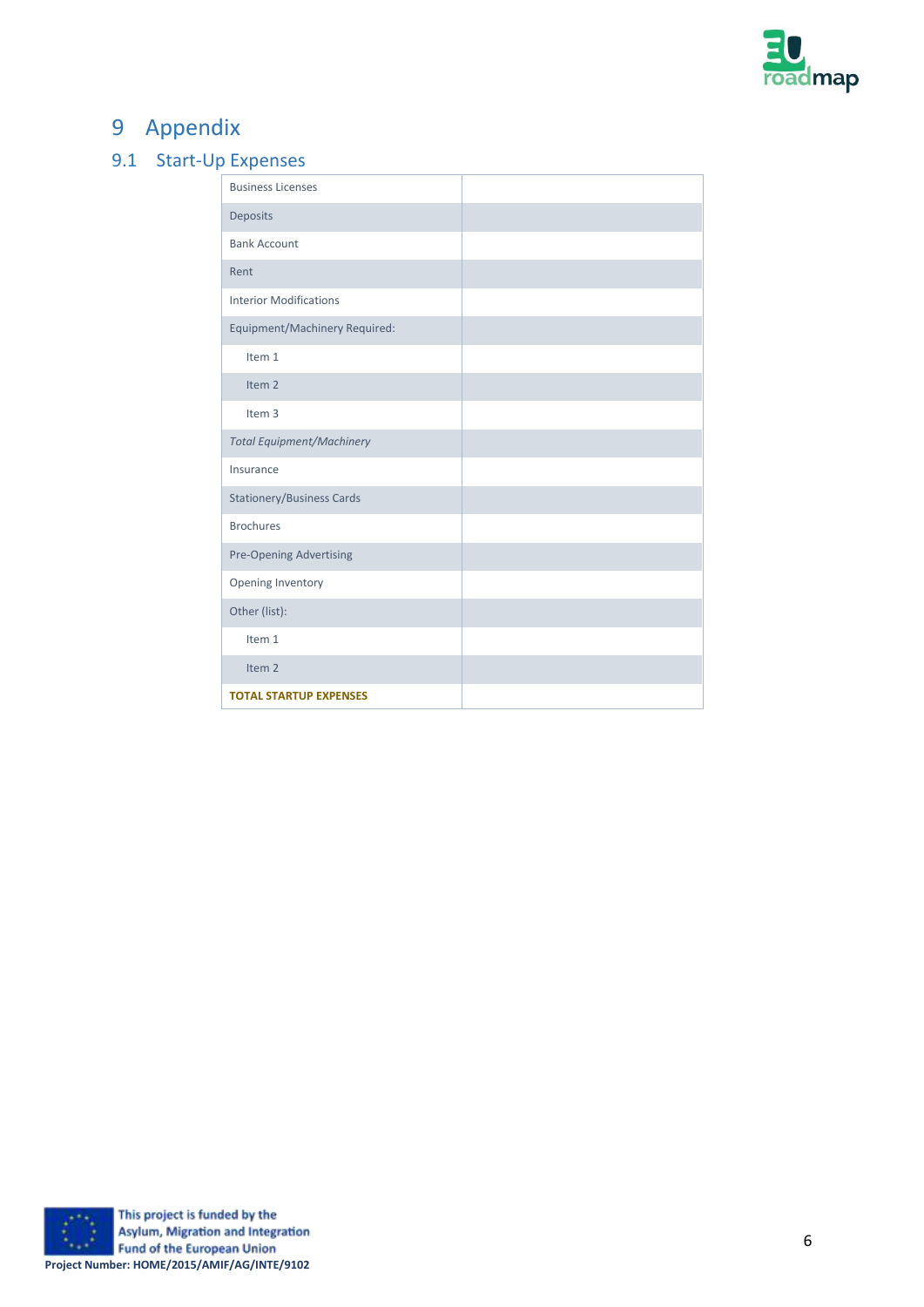# 9 Appendix

## 9.1 Start-Up Expenses

| | |
|---|---|
| Business Licenses | |
| Deposits | |
| Bank Account | |
| Rent | |
| Interior Modifications | |
| Equipment/Machinery Required: | |
| Item 1 | |
| Item 2 | |
| Item 3 | |
| *Total Equipment/Machinery* | |
| Insurance | |
| Stationery/Business Cards | |
| Brochures | |
| Pre-Opening Advertising | |
| Opening Inventory | |
| Other (list): | |
| Item 1 | |
| Item 2 | |
| **TOTAL STARTUP EXPENSES** | |

This project is funded by the Asylum, Migration and Integration Fund of the European Union

**Project Number: HOME/2015/AMIF/AG/INTE/9102**